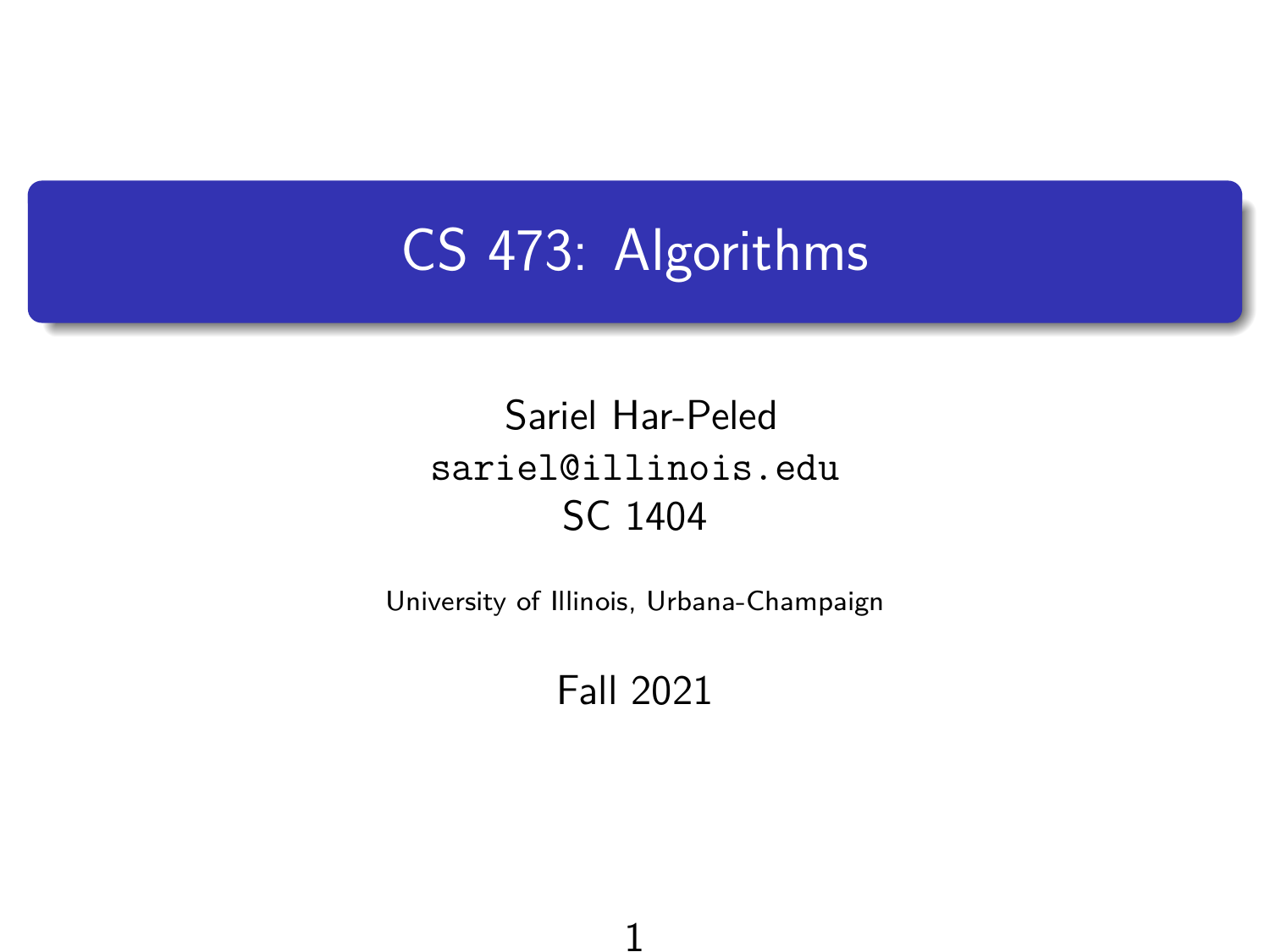# CS 473: Algorithms

Sariel Har-Peled

sariel@illinois.edu

SC 1404

University of Illinois, Urbana-Champaign

Fall 2021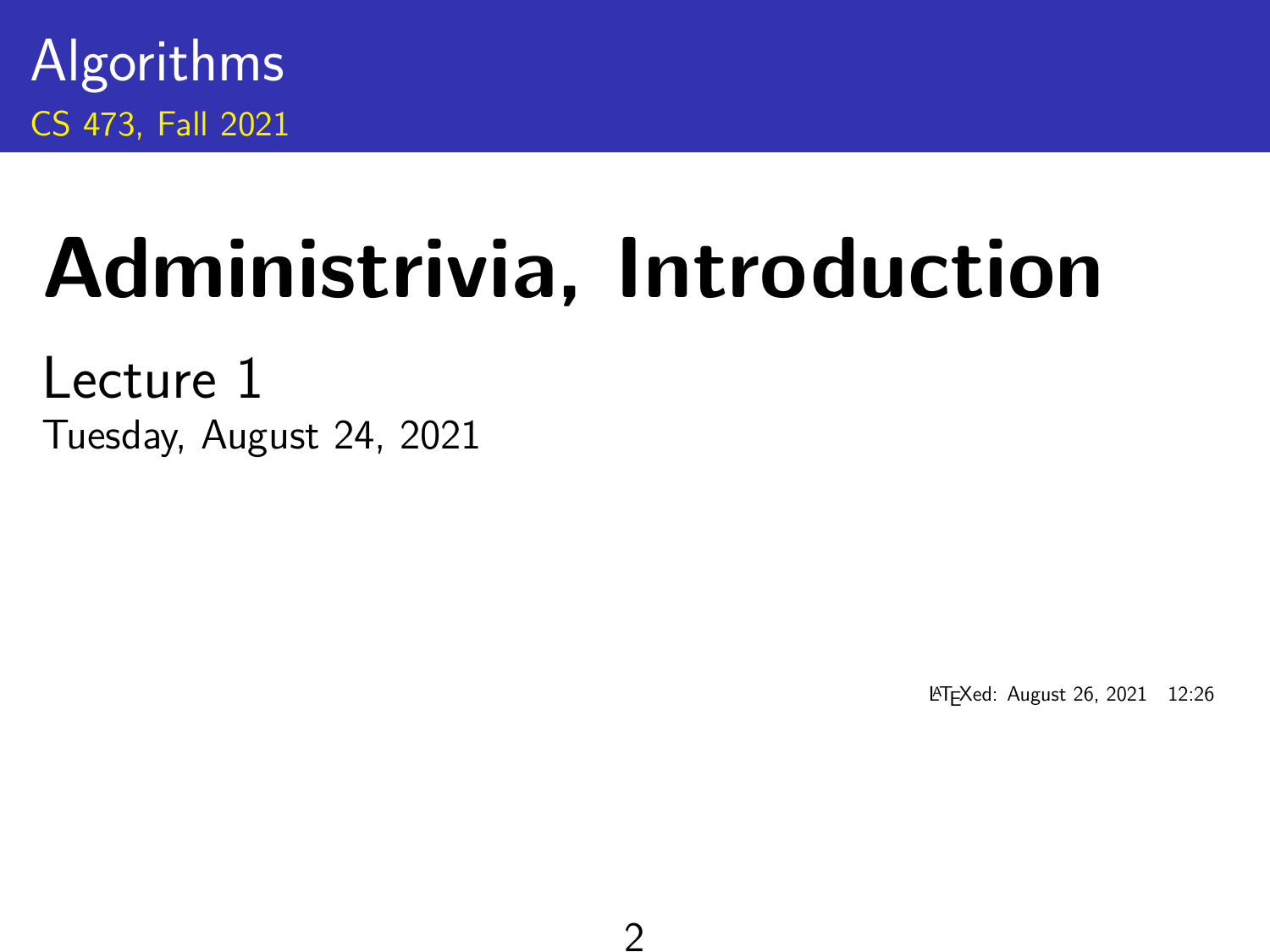Algorithms

CS 473, Fall 2021

# Administrivia, Introduction

Lecture 1

Tuesday, August 24, 2021

LaTeXed: August 26, 2021 12:26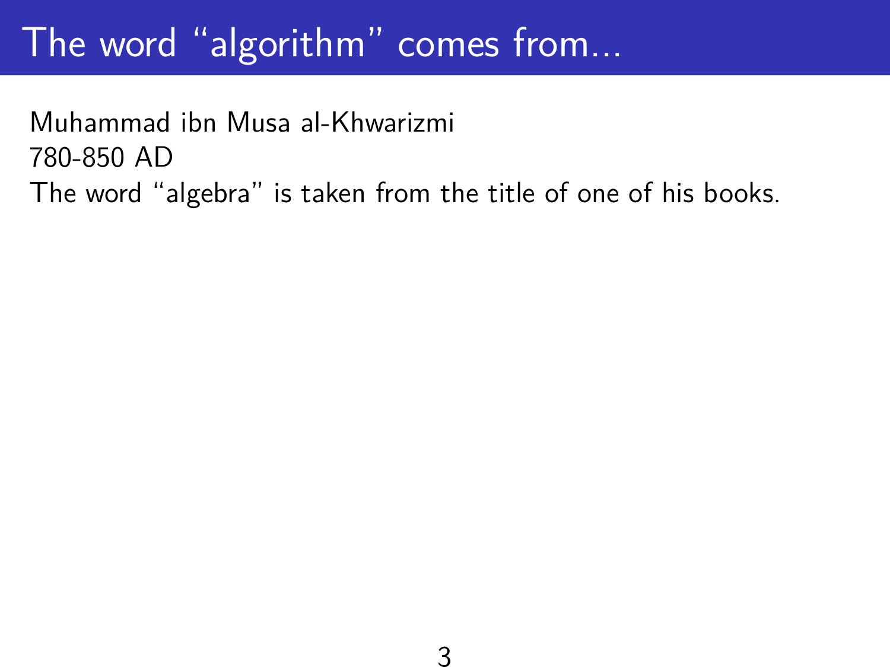# The word “algorithm” comes from...

Muhammad ibn Musa al-Khwarizmi
780-850 AD
The word “algebra” is taken from the title of one of his books.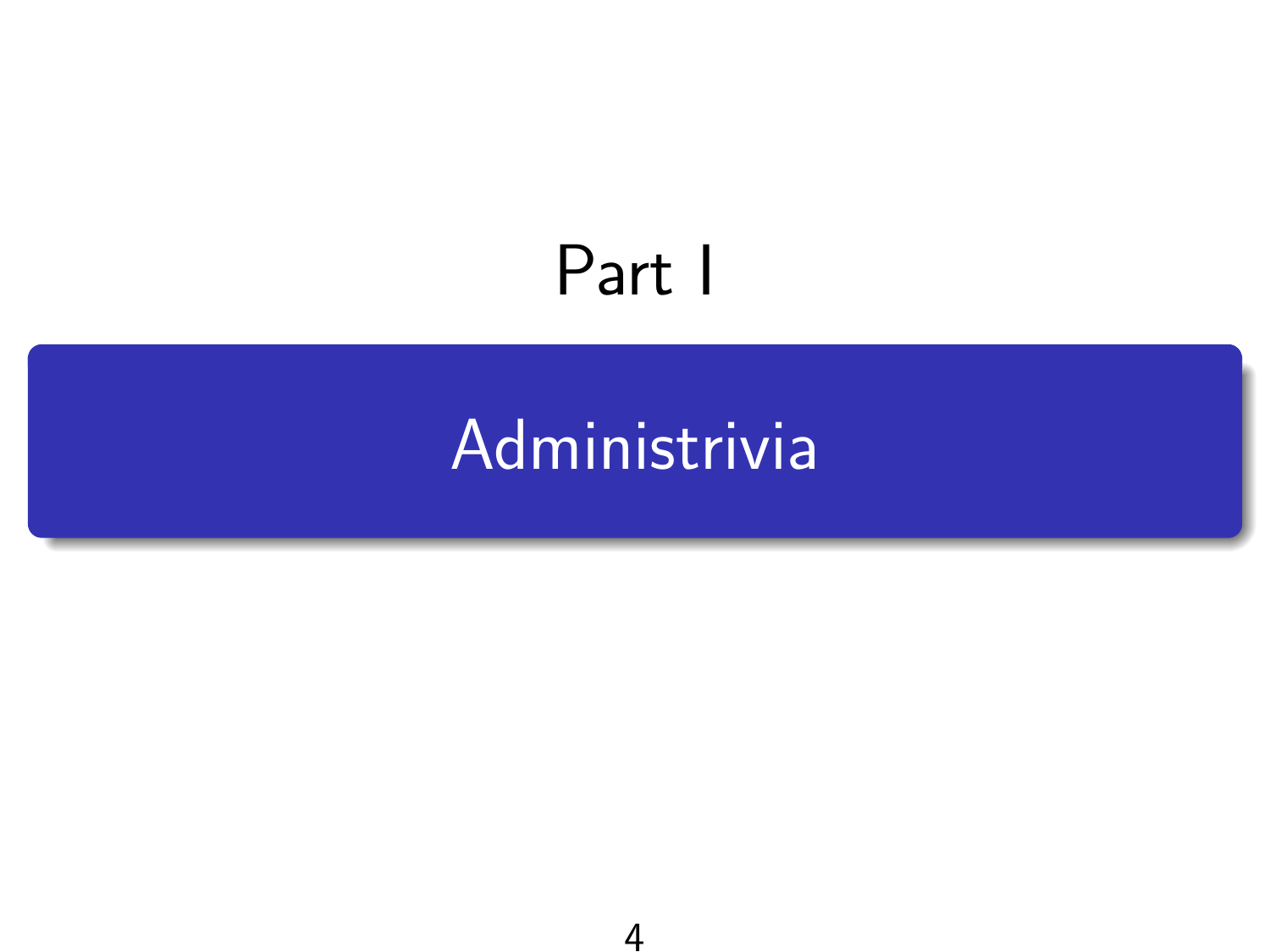# Part I

# Administrivia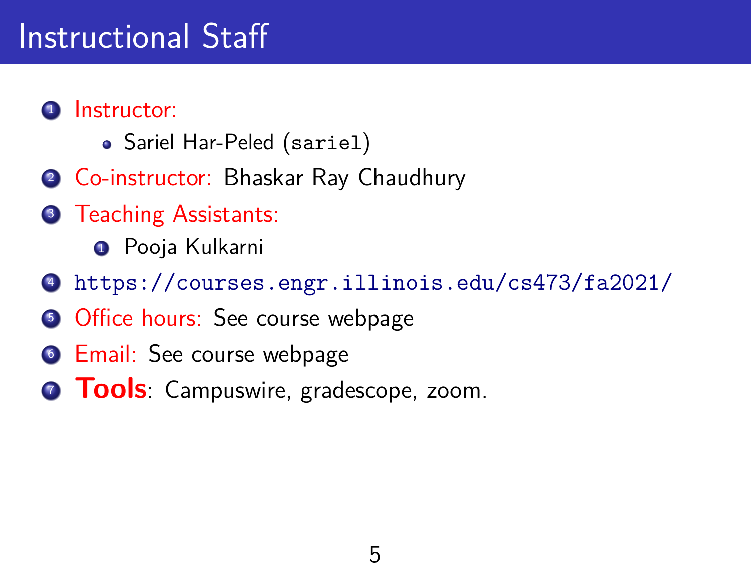# Instructional Staff

1. Instructor:
   - Sariel Har-Peled (`sariel`)
2. Co-instructor: Bhaskar Ray Chaudhury
3. Teaching Assistants:
   1. Pooja Kulkarni
4. https://courses.engr.illinois.edu/cs473/fa2021/
5. Office hours: See course webpage
6. Email: See course webpage
7. **Tools**: Campuswire, gradescope, zoom.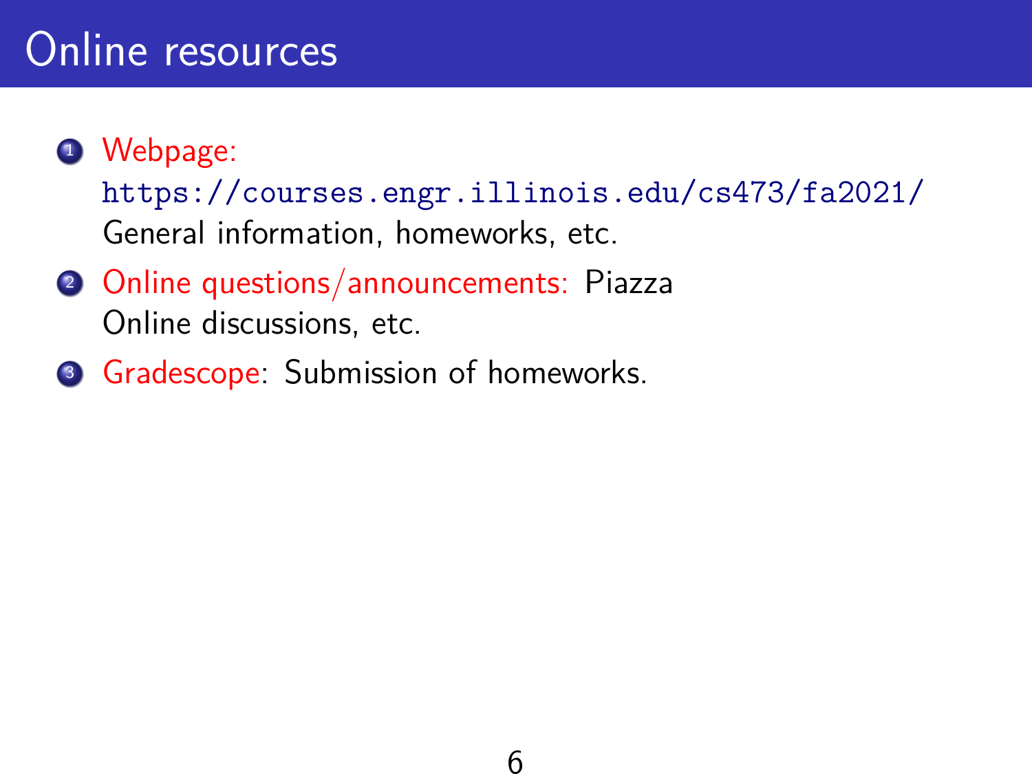# Online resources

1. Webpage:
   `https://courses.engr.illinois.edu/cs473/fa2021/`
   General information, homeworks, etc.
2. Online questions/announcements: Piazza
   Online discussions, etc.
3. Gradescope: Submission of homeworks.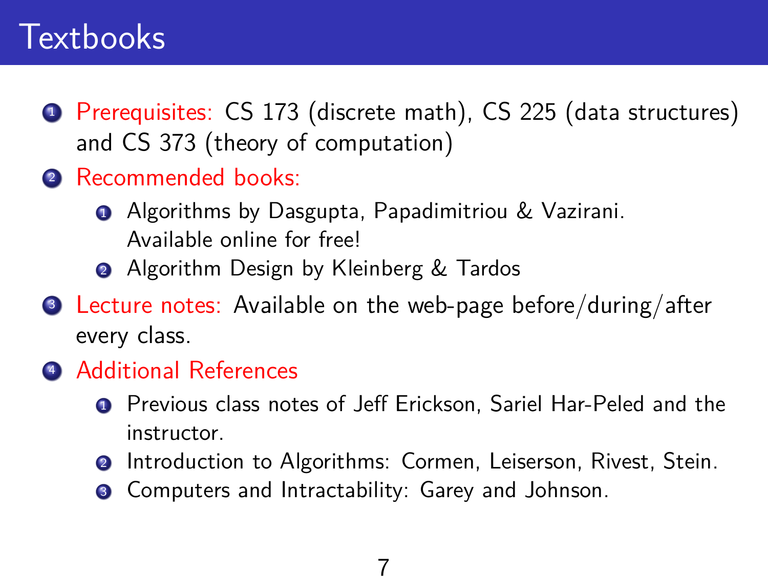# Textbooks

1. Prerequisites: CS 173 (discrete math), CS 225 (data structures) and CS 373 (theory of computation)
2. Recommended books:
   1. Algorithms by Dasgupta, Papadimitriou & Vazirani. Available online for free!
   2. Algorithm Design by Kleinberg & Tardos
3. Lecture notes: Available on the web-page before/during/after every class.
4. Additional References
   1. Previous class notes of Jeff Erickson, Sariel Har-Peled and the instructor.
   2. Introduction to Algorithms: Cormen, Leiserson, Rivest, Stein.
   3. Computers and Intractability: Garey and Johnson.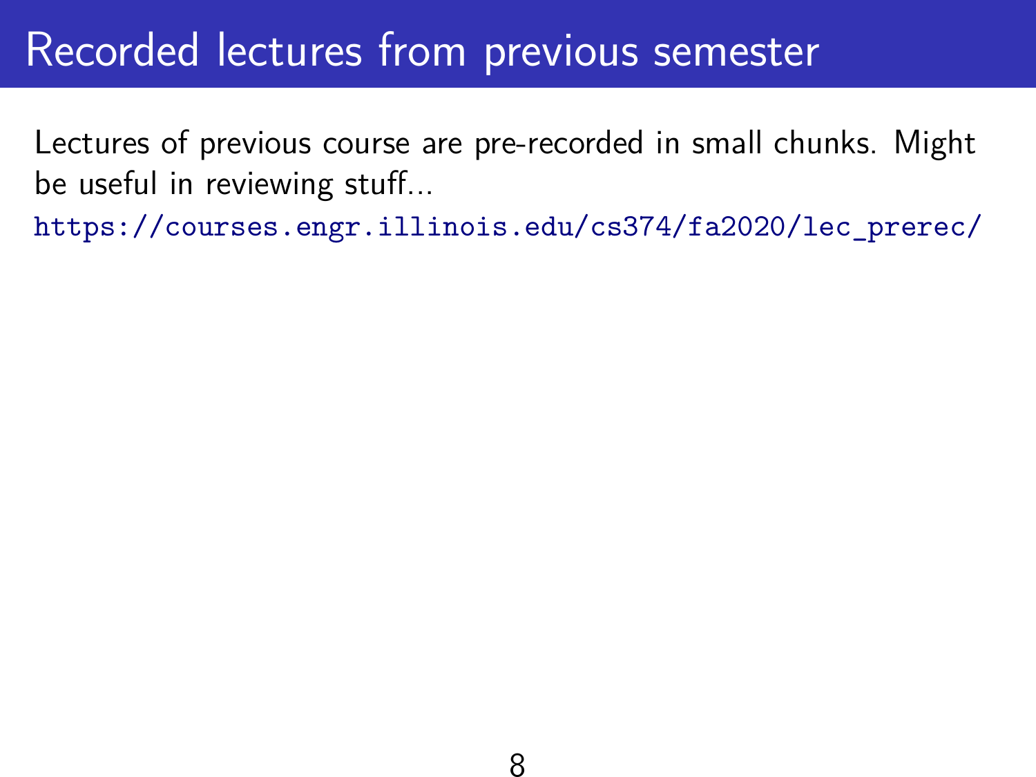# Recorded lectures from previous semester

Lectures of previous course are pre-recorded in small chunks. Might be useful in reviewing stuff...

https://courses.engr.illinois.edu/cs374/fa2020/lec_prerec/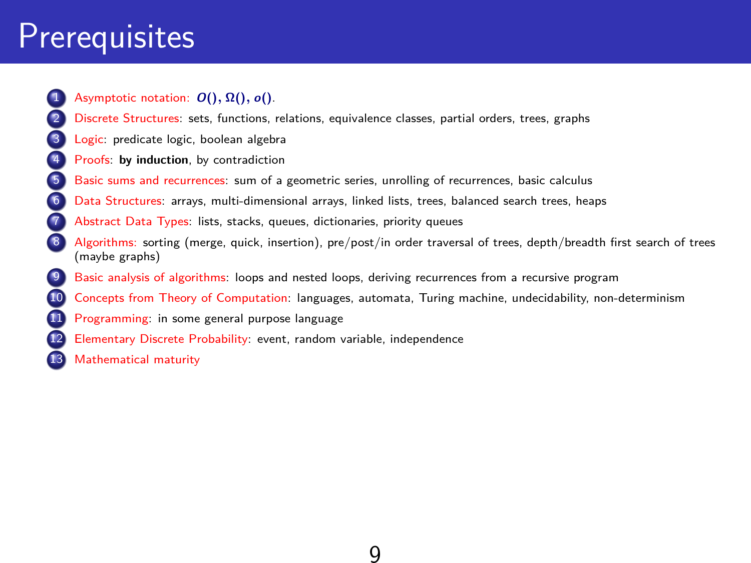# Prerequisites

1. Asymptotic notation: $O(), \Omega(), o()$.
2. Discrete Structures: sets, functions, relations, equivalence classes, partial orders, trees, graphs
3. Logic: predicate logic, boolean algebra
4. Proofs: **by induction**, by contradiction
5. Basic sums and recurrences: sum of a geometric series, unrolling of recurrences, basic calculus
6. Data Structures: arrays, multi-dimensional arrays, linked lists, trees, balanced search trees, heaps
7. Abstract Data Types: lists, stacks, queues, dictionaries, priority queues
8. Algorithms: sorting (merge, quick, insertion), pre/post/in order traversal of trees, depth/breadth first search of trees (maybe graphs)
9. Basic analysis of algorithms: loops and nested loops, deriving recurrences from a recursive program
10. Concepts from Theory of Computation: languages, automata, Turing machine, undecidability, non-determinism
11. Programming: in some general purpose language
12. Elementary Discrete Probability: event, random variable, independence
13. Mathematical maturity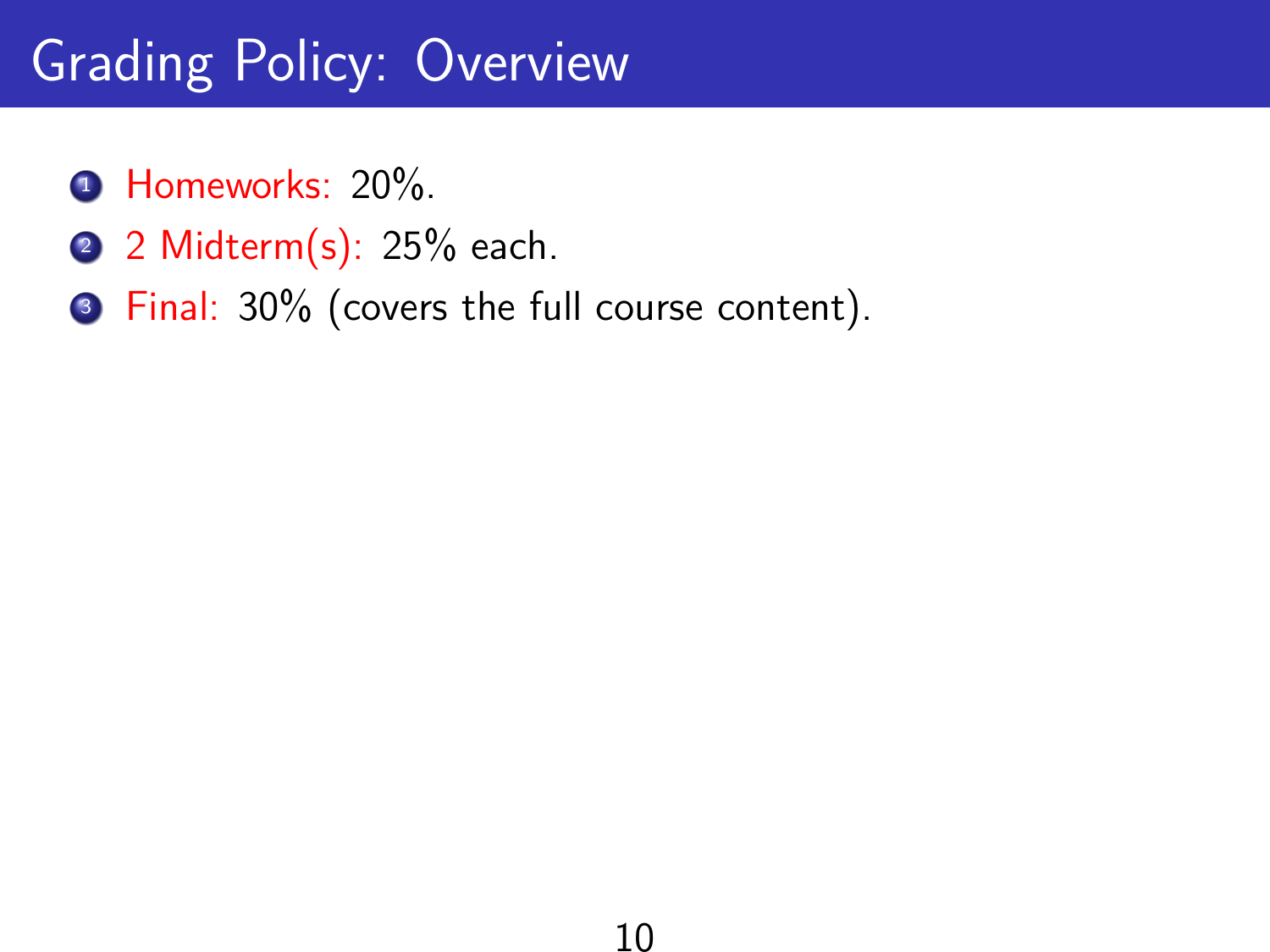# Grading Policy: Overview

1. Homeworks: 20%.
2. 2 Midterm(s): 25% each.
3. Final: 30% (covers the full course content).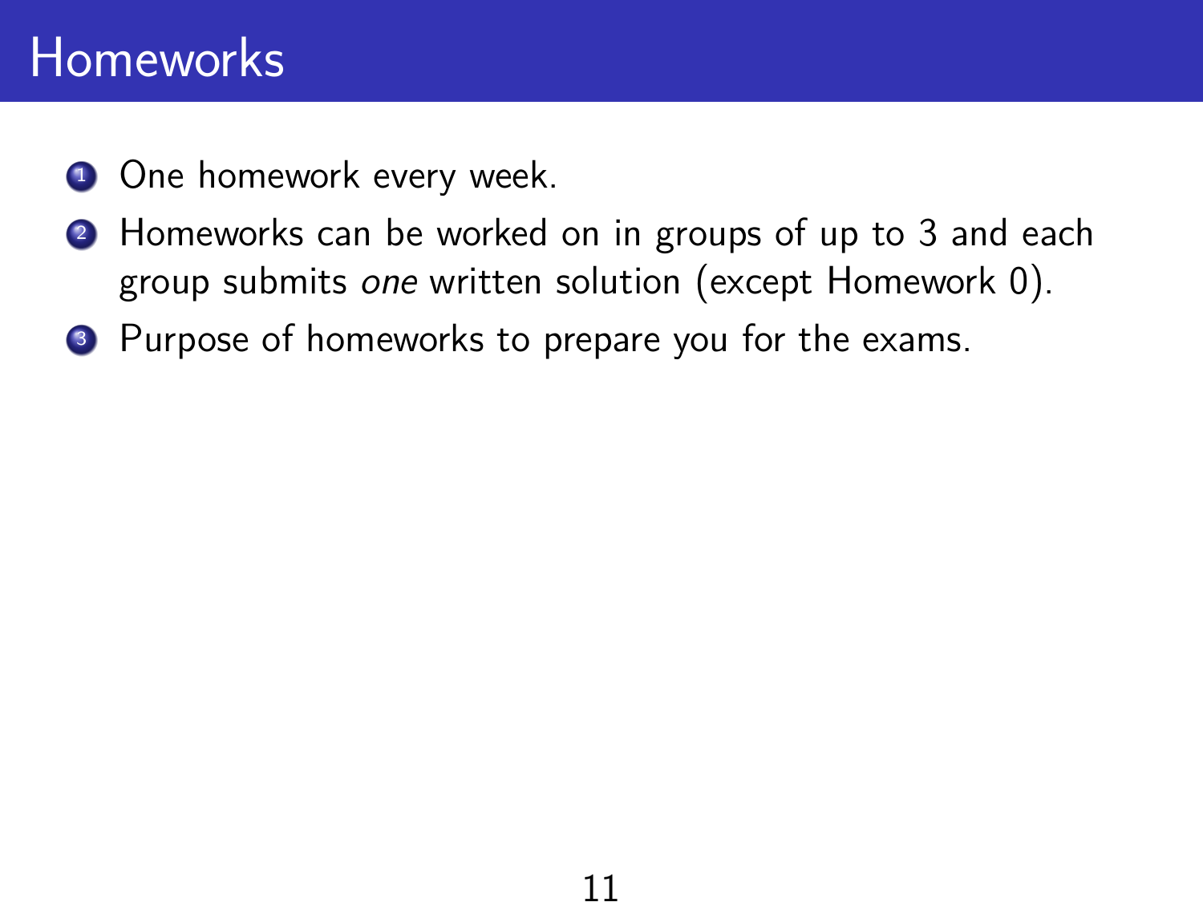# Homeworks

1. One homework every week.
2. Homeworks can be worked on in groups of up to 3 and each group submits *one* written solution (except Homework 0).
3. Purpose of homeworks to prepare you for the exams.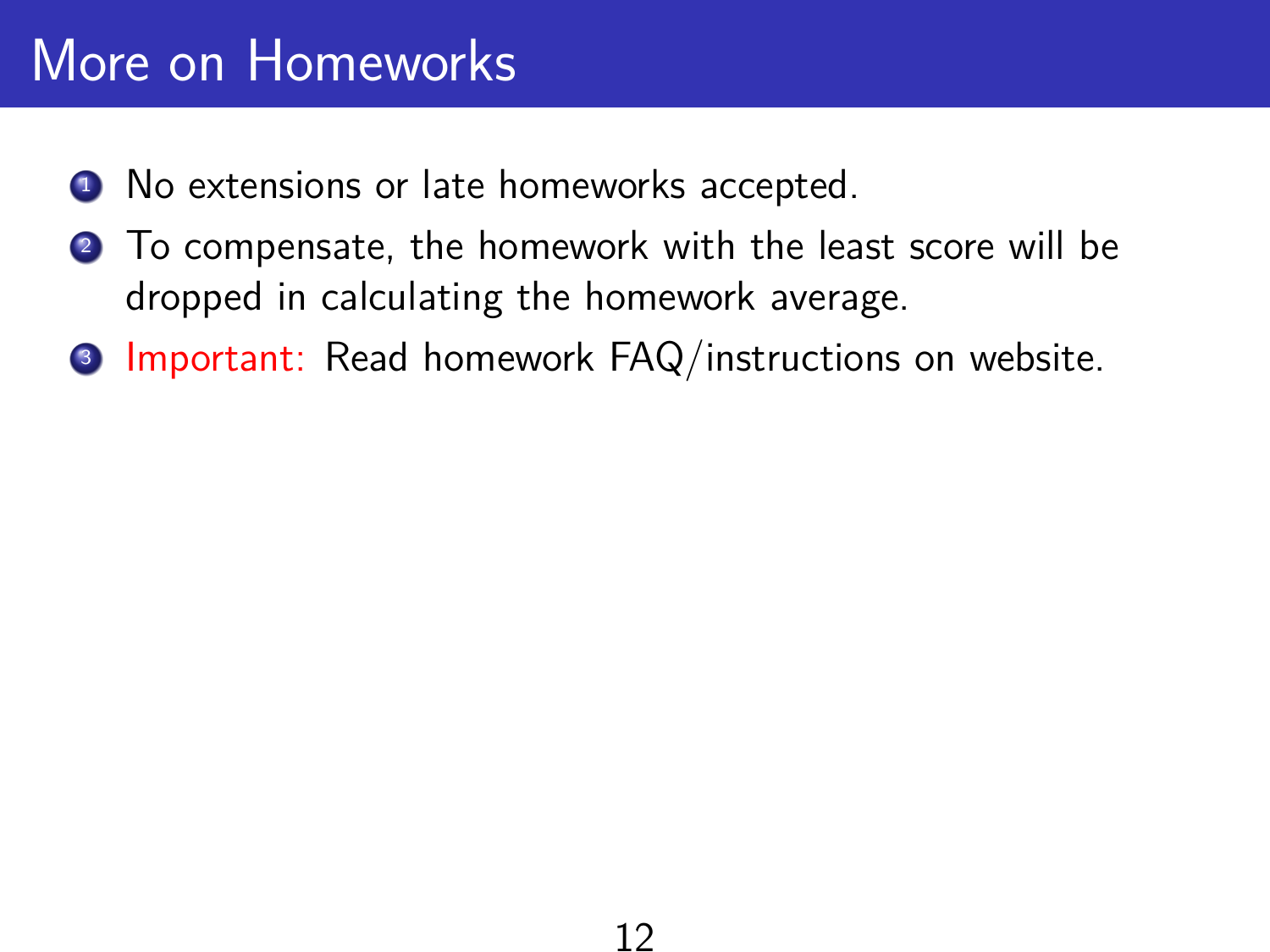# More on Homeworks

1. No extensions or late homeworks accepted.
2. To compensate, the homework with the least score will be dropped in calculating the homework average.
3. Important: Read homework FAQ/instructions on website.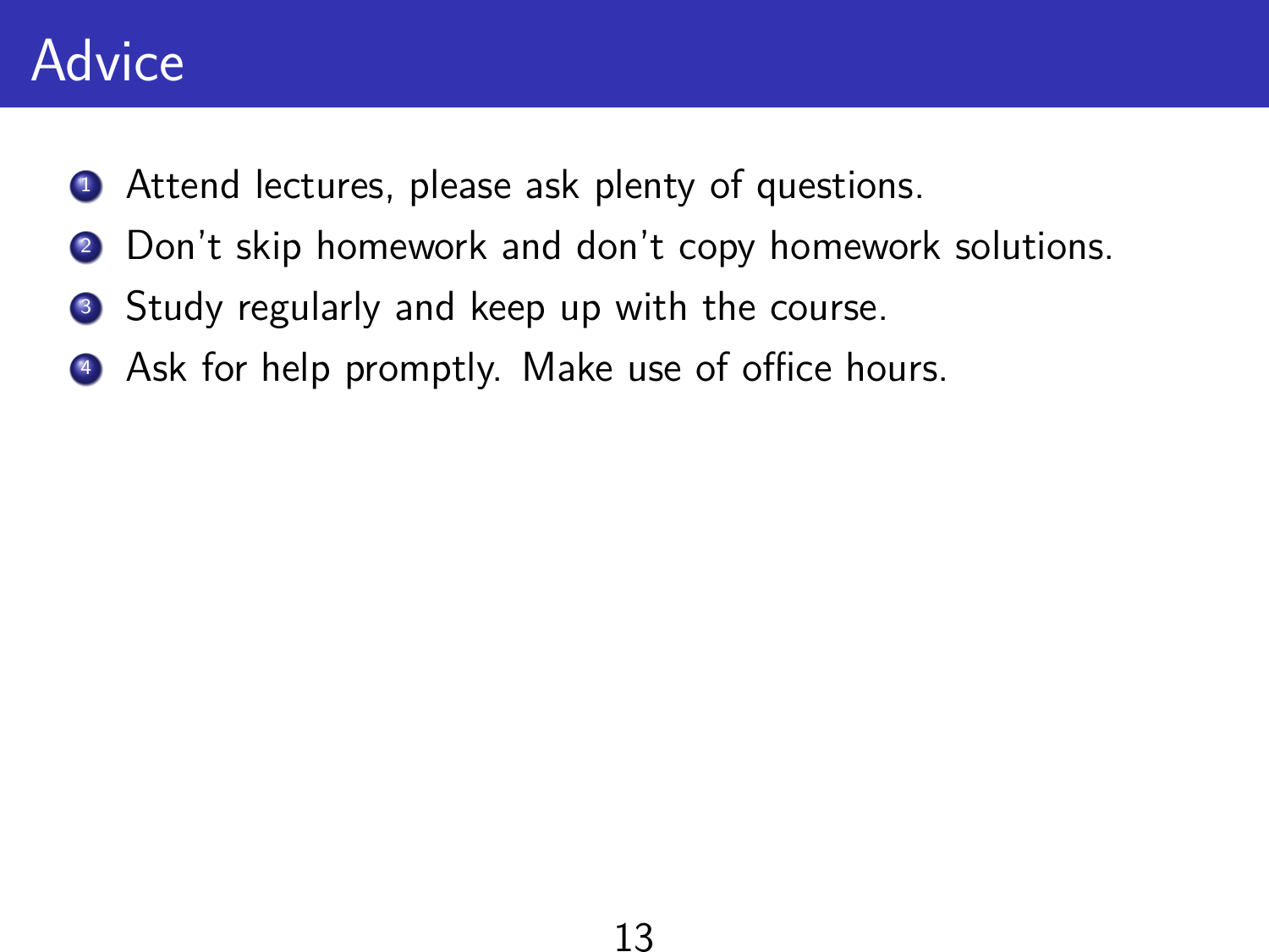# Advice

1. Attend lectures, please ask plenty of questions.
2. Don't skip homework and don't copy homework solutions.
3. Study regularly and keep up with the course.
4. Ask for help promptly. Make use of office hours.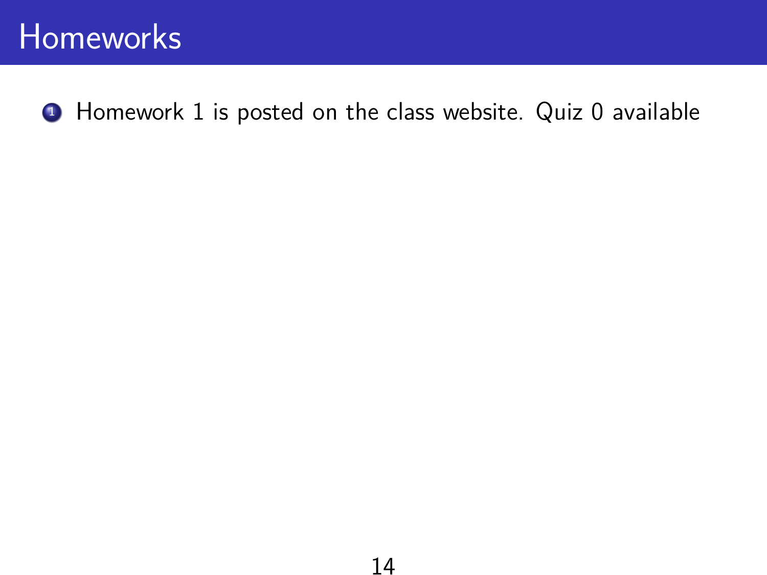# Homeworks

1. Homework 1 is posted on the class website. Quiz 0 available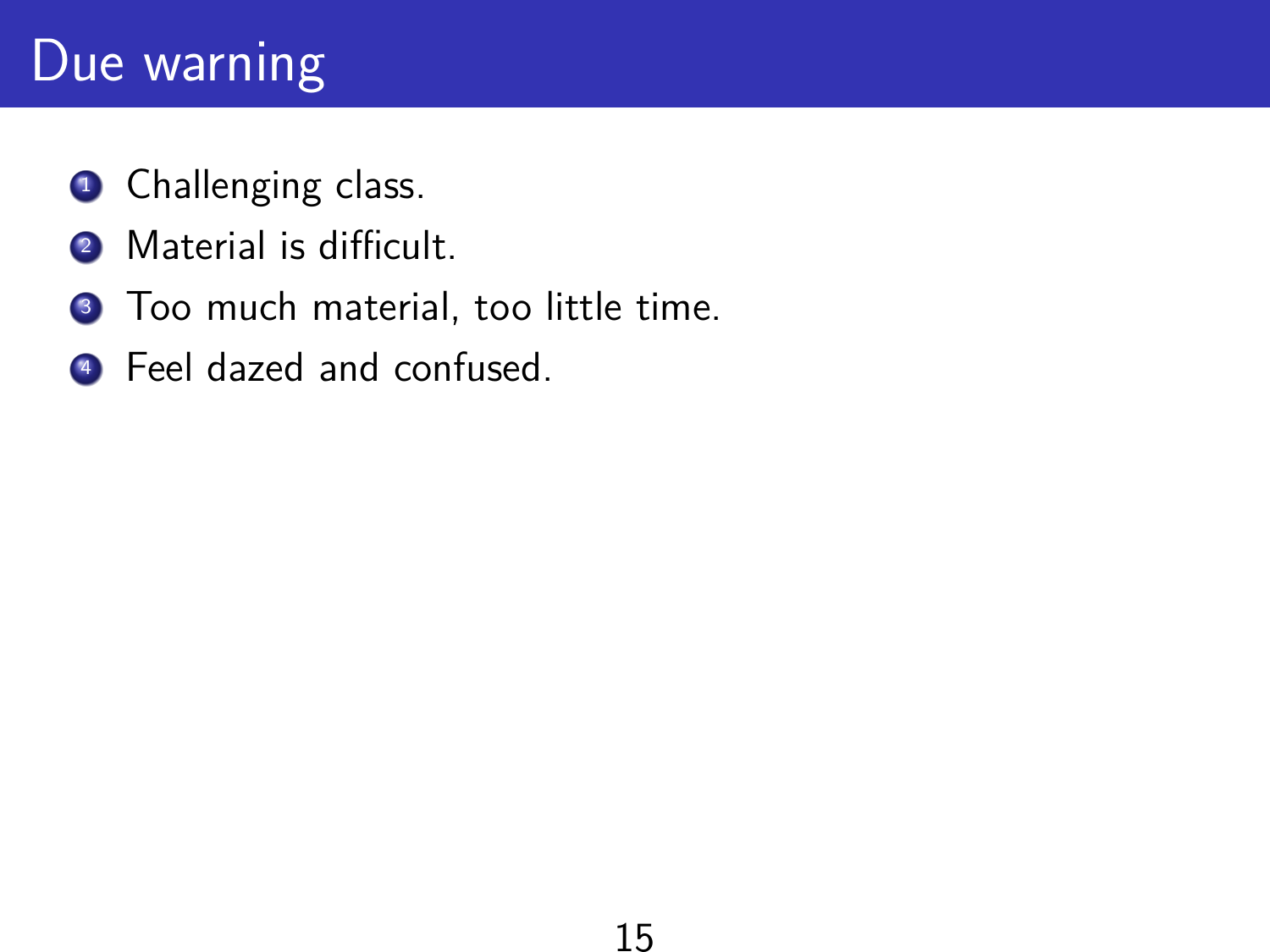# Due warning

1. Challenging class.
2. Material is difficult.
3. Too much material, too little time.
4. Feel dazed and confused.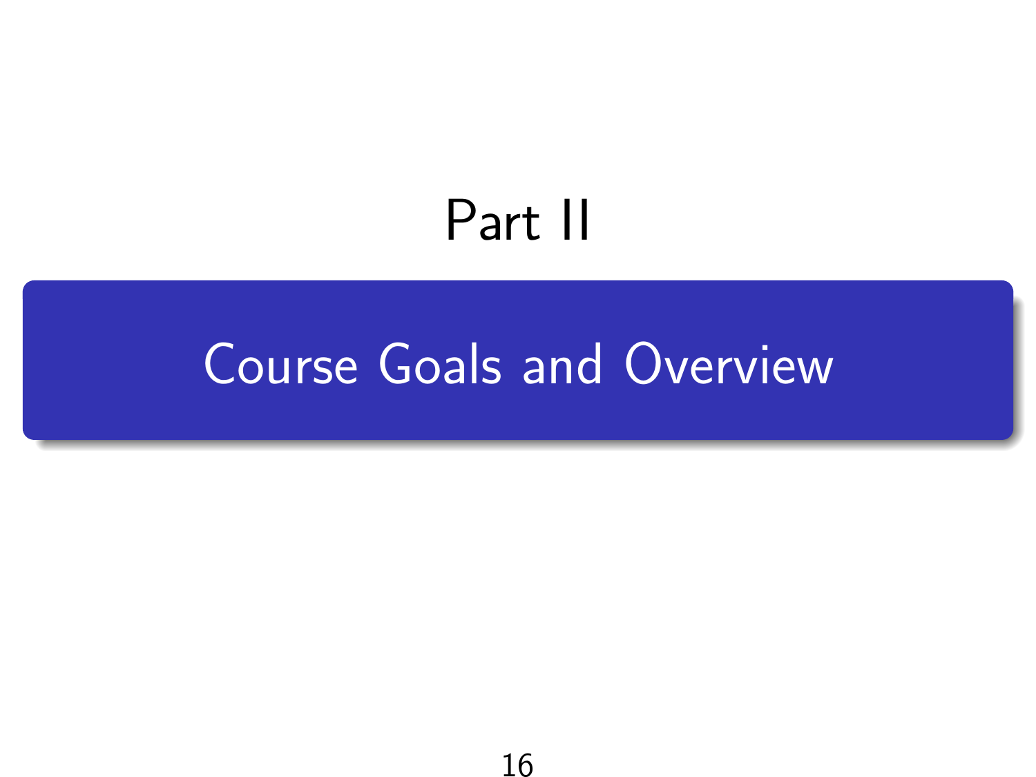# Part II

## Course Goals and Overview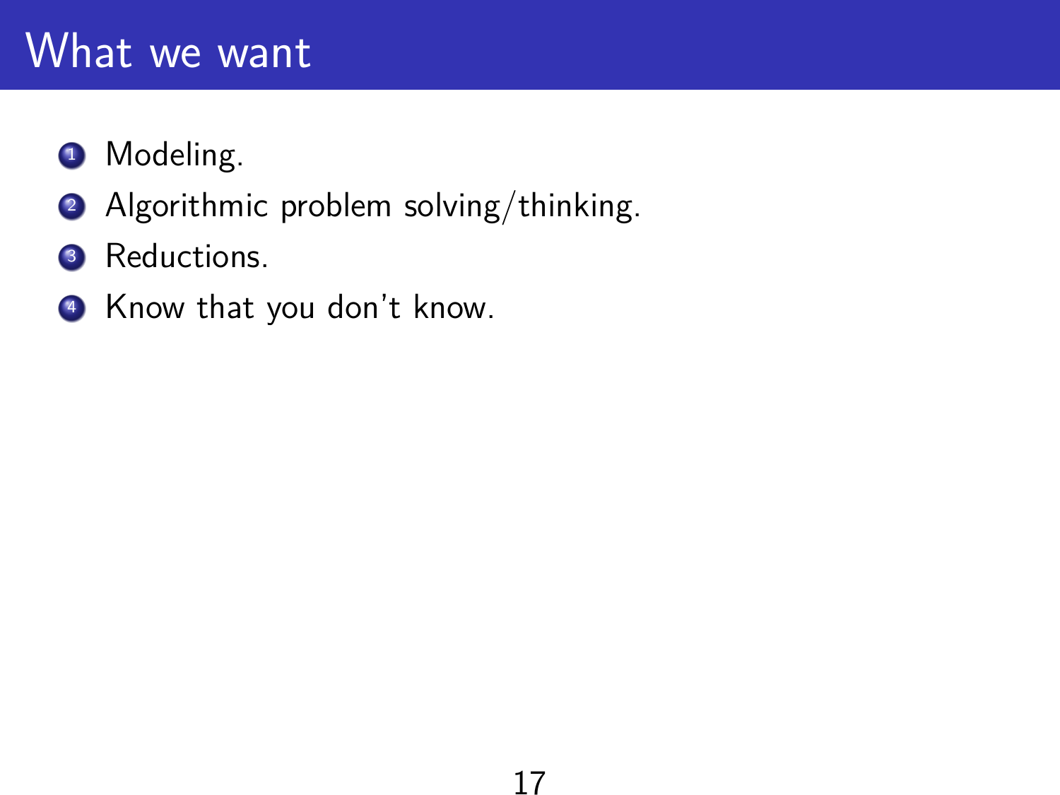# What we want

1. Modeling.
2. Algorithmic problem solving/thinking.
3. Reductions.
4. Know that you don't know.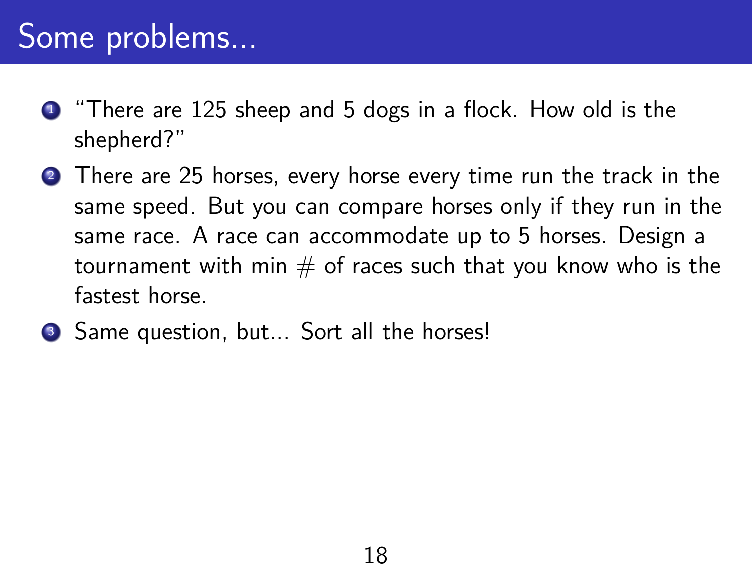# Some problems...

1. "There are 125 sheep and 5 dogs in a flock. How old is the shepherd?"
2. There are 25 horses, every horse every time run the track in the same speed. But you can compare horses only if they run in the same race. A race can accommodate up to 5 horses. Design a tournament with min # of races such that you know who is the fastest horse.
3. Same question, but... Sort all the horses!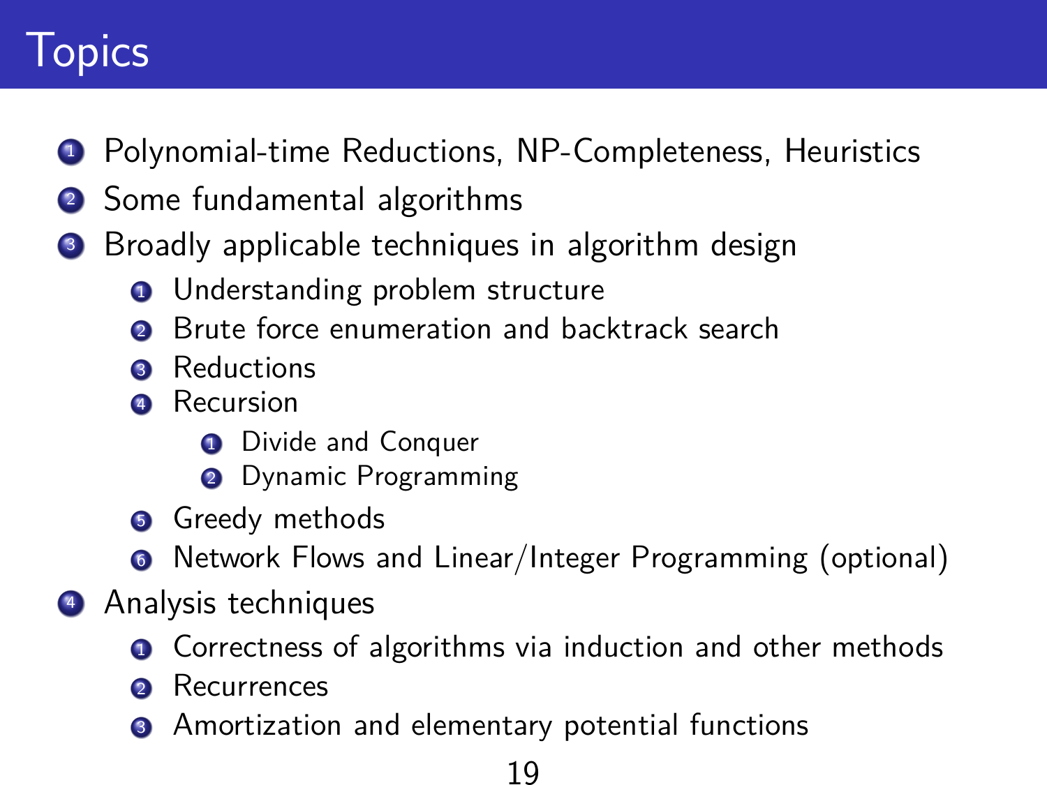# Topics

1. Polynomial-time Reductions, NP-Completeness, Heuristics
2. Some fundamental algorithms
3. Broadly applicable techniques in algorithm design
    1. Understanding problem structure
    2. Brute force enumeration and backtrack search
    3. Reductions
    4. Recursion
        1. Divide and Conquer
        2. Dynamic Programming
    5. Greedy methods
    6. Network Flows and Linear/Integer Programming (optional)
4. Analysis techniques
    1. Correctness of algorithms via induction and other methods
    2. Recurrences
    3. Amortization and elementary potential functions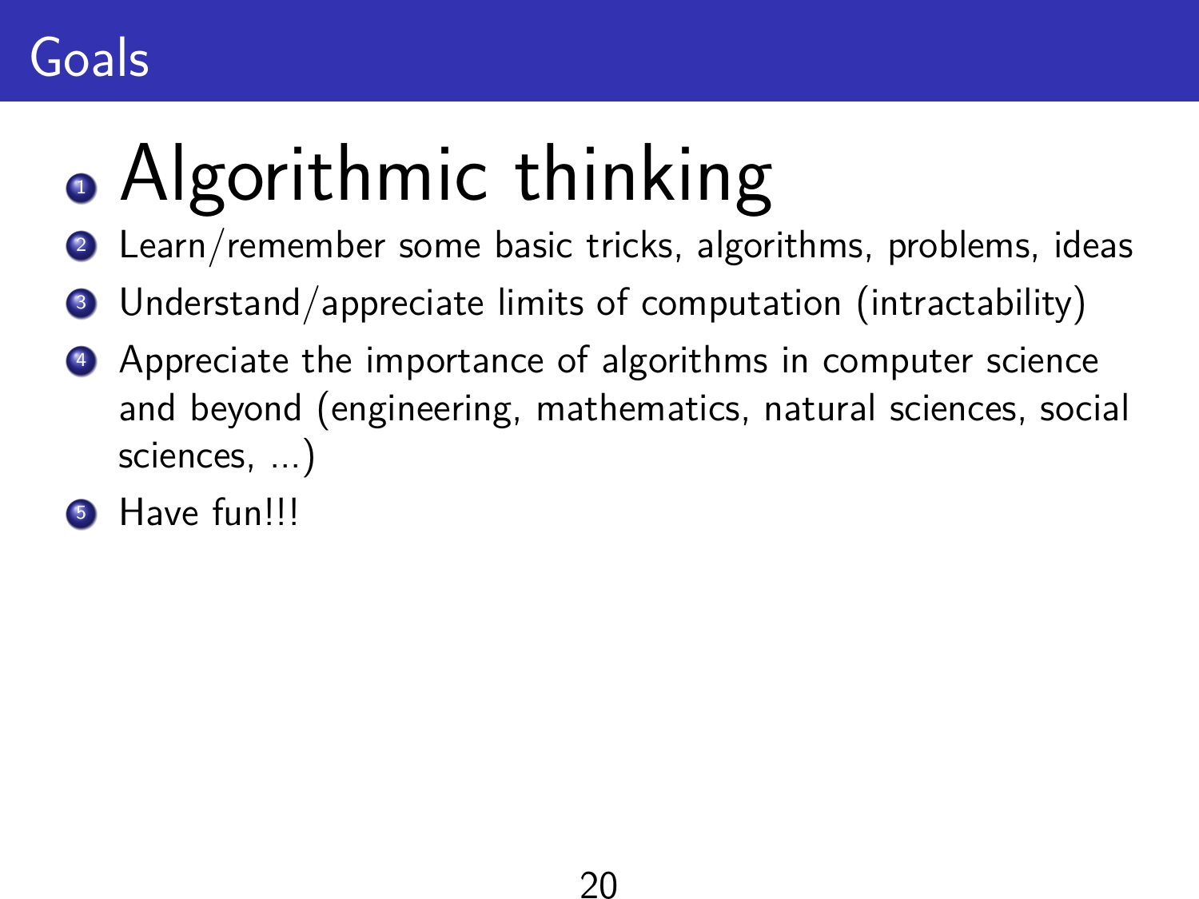# Goals

1. Algorithmic thinking
2. Learn/remember some basic tricks, algorithms, problems, ideas
3. Understand/appreciate limits of computation (intractability)
4. Appreciate the importance of algorithms in computer science and beyond (engineering, mathematics, natural sciences, social sciences, ...)
5. Have fun!!!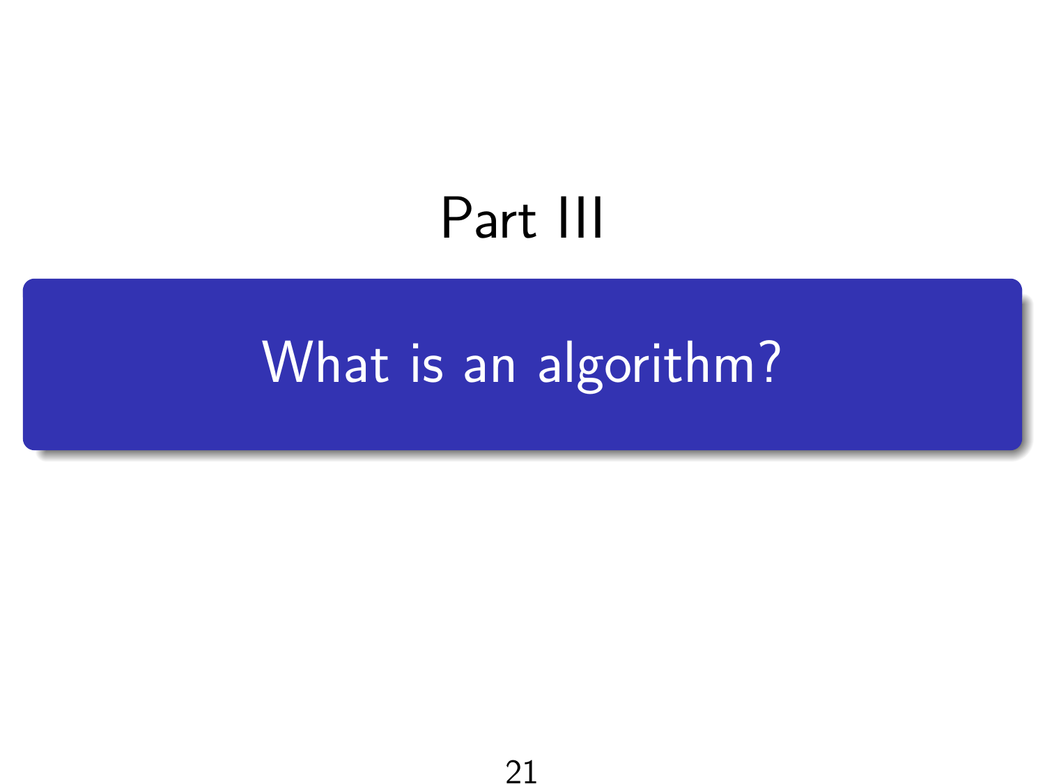# Part III

## What is an algorithm?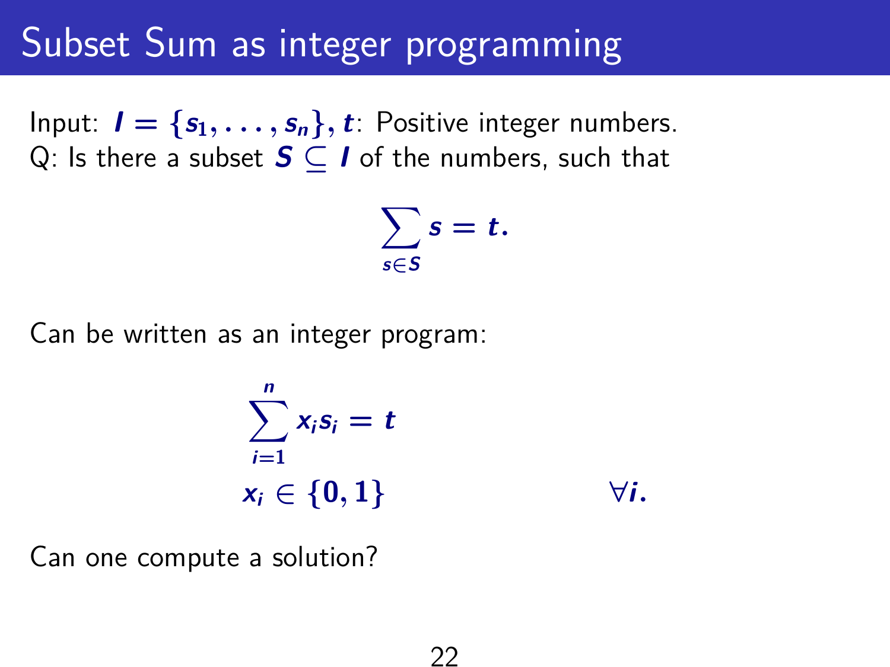# Subset Sum as integer programming

Input: $I = \{s_1, \ldots, s_n\}, t$: Positive integer numbers.
Q: Is there a subset $S \subseteq I$ of the numbers, such that

$$\sum_{s \in S} s = t.$$

Can be written as an integer program:

$$\begin{aligned} & \sum_{i=1}^{n} x_i s_i = t \\ & x_i \in \{0, 1\} \qquad \forall i. \end{aligned}$$

Can one compute a solution?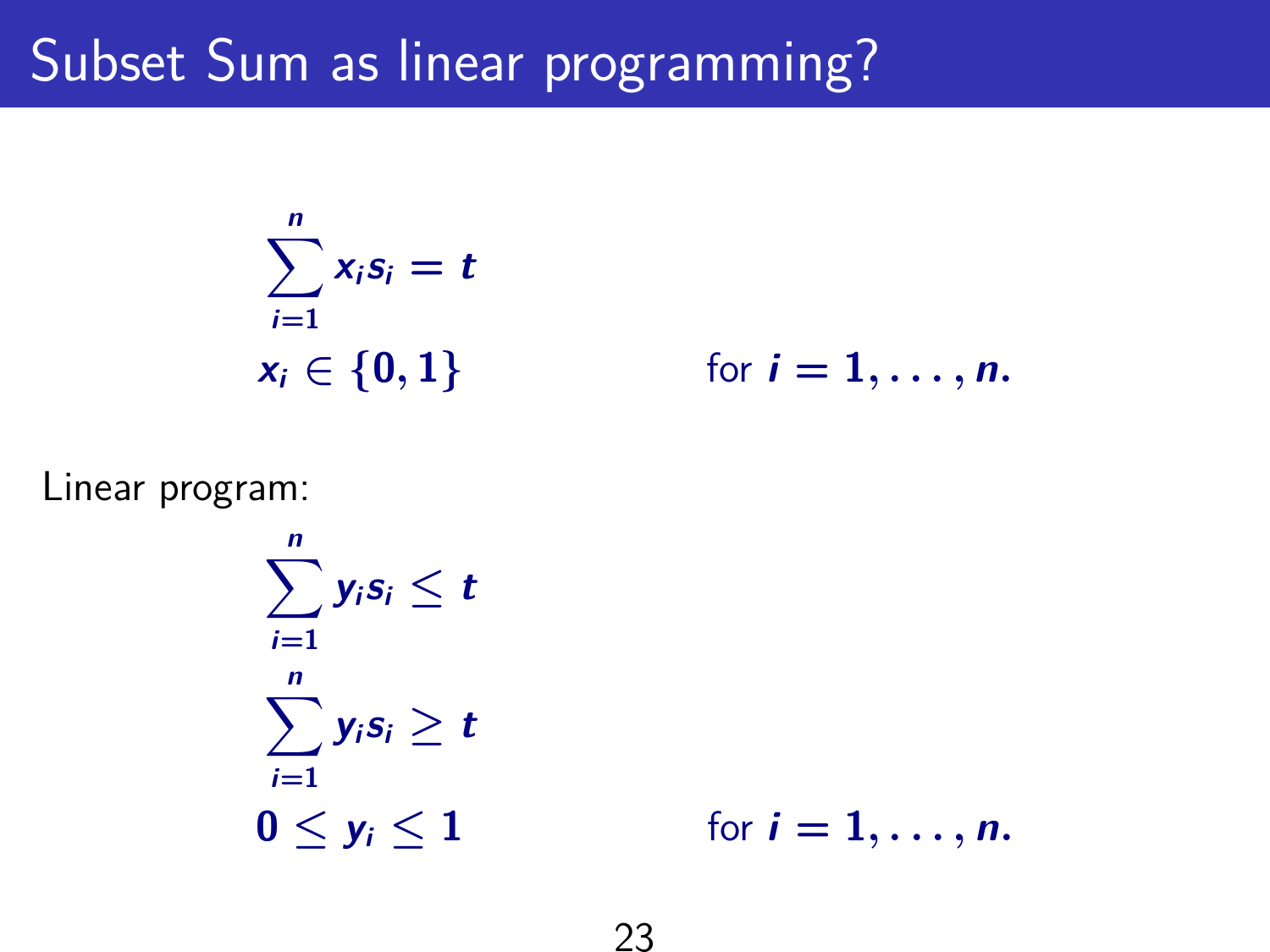# Subset Sum as linear programming?

$$
\begin{aligned}
&\sum_{i=1}^{n} x_i s_i = t \\
&x_i \in \{0, 1\} \qquad\qquad \text{for } i = 1, \ldots, n.
\end{aligned}
$$

Linear program:

$$
\begin{aligned}
&\sum_{i=1}^{n} y_i s_i \leq t \\
&\sum_{i=1}^{n} y_i s_i \geq t \\
&0 \leq y_i \leq 1 \qquad\qquad \text{for } i = 1, \ldots, n.
\end{aligned}
$$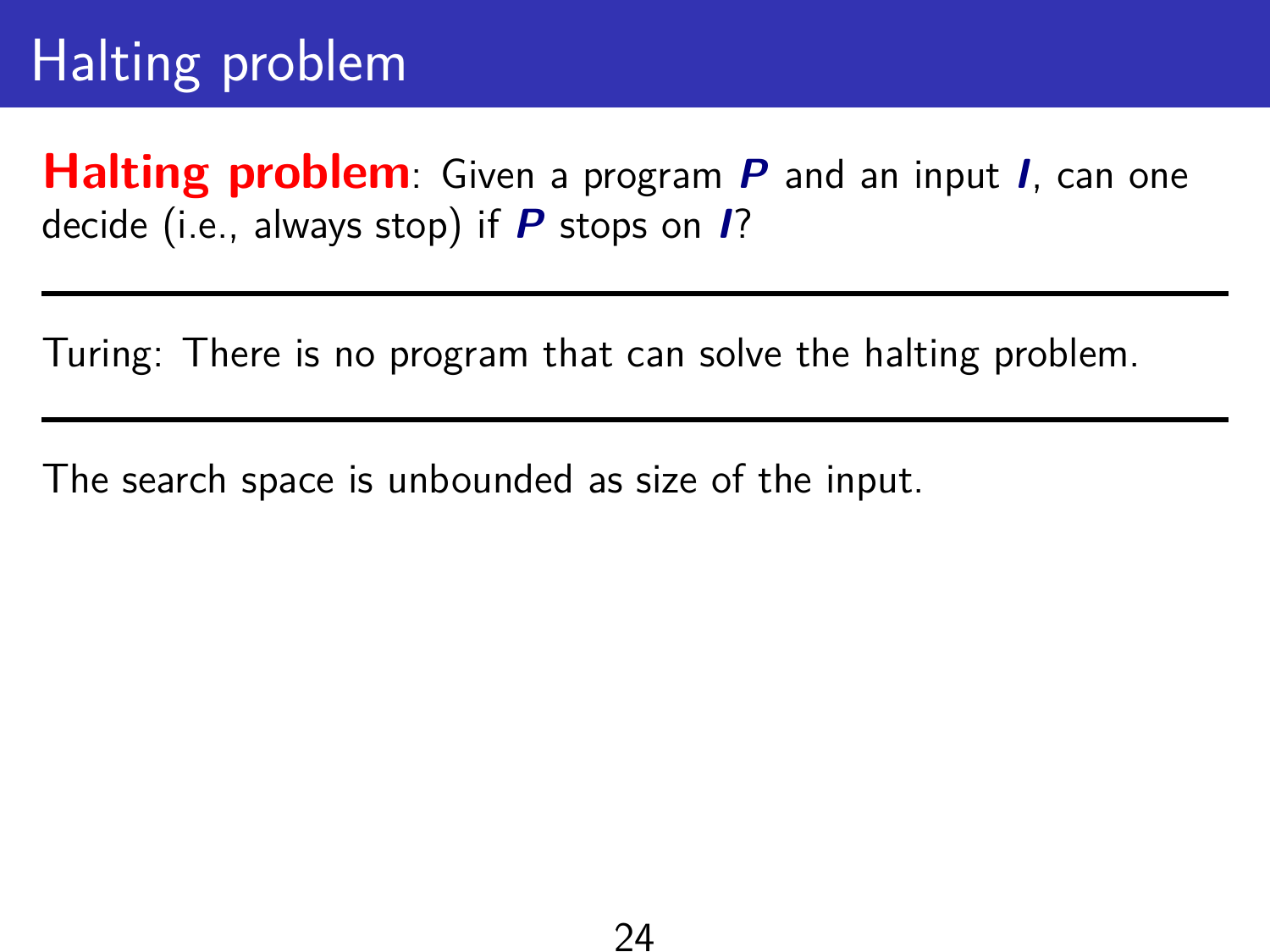# Halting problem

**Halting problem**: Given a program ***P*** and an input ***I***, can one decide (i.e., always stop) if ***P*** stops on ***I***?

---

Turing: There is no program that can solve the halting problem.

---

The search space is unbounded as size of the input.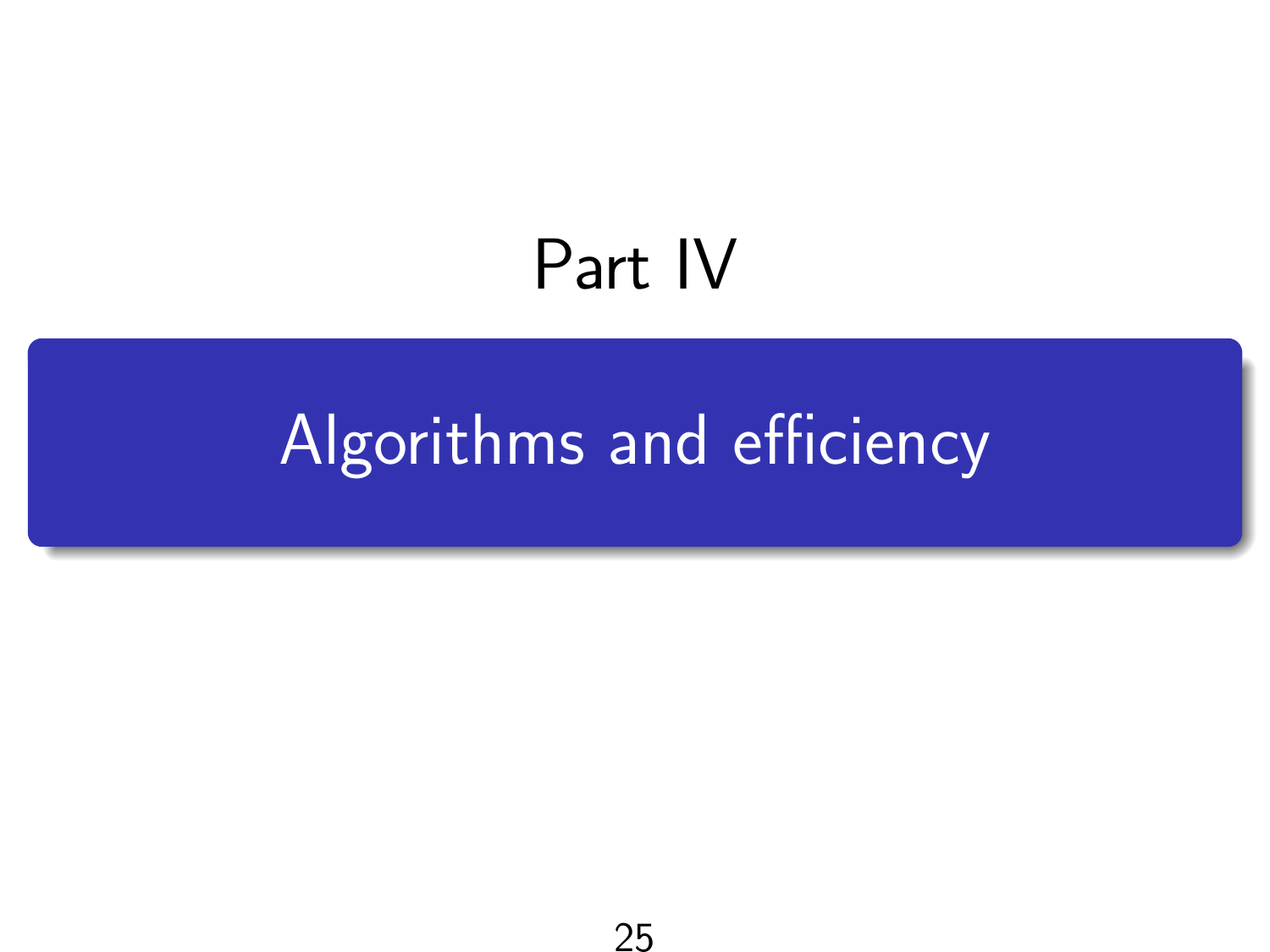# Part IV

## Algorithms and efficiency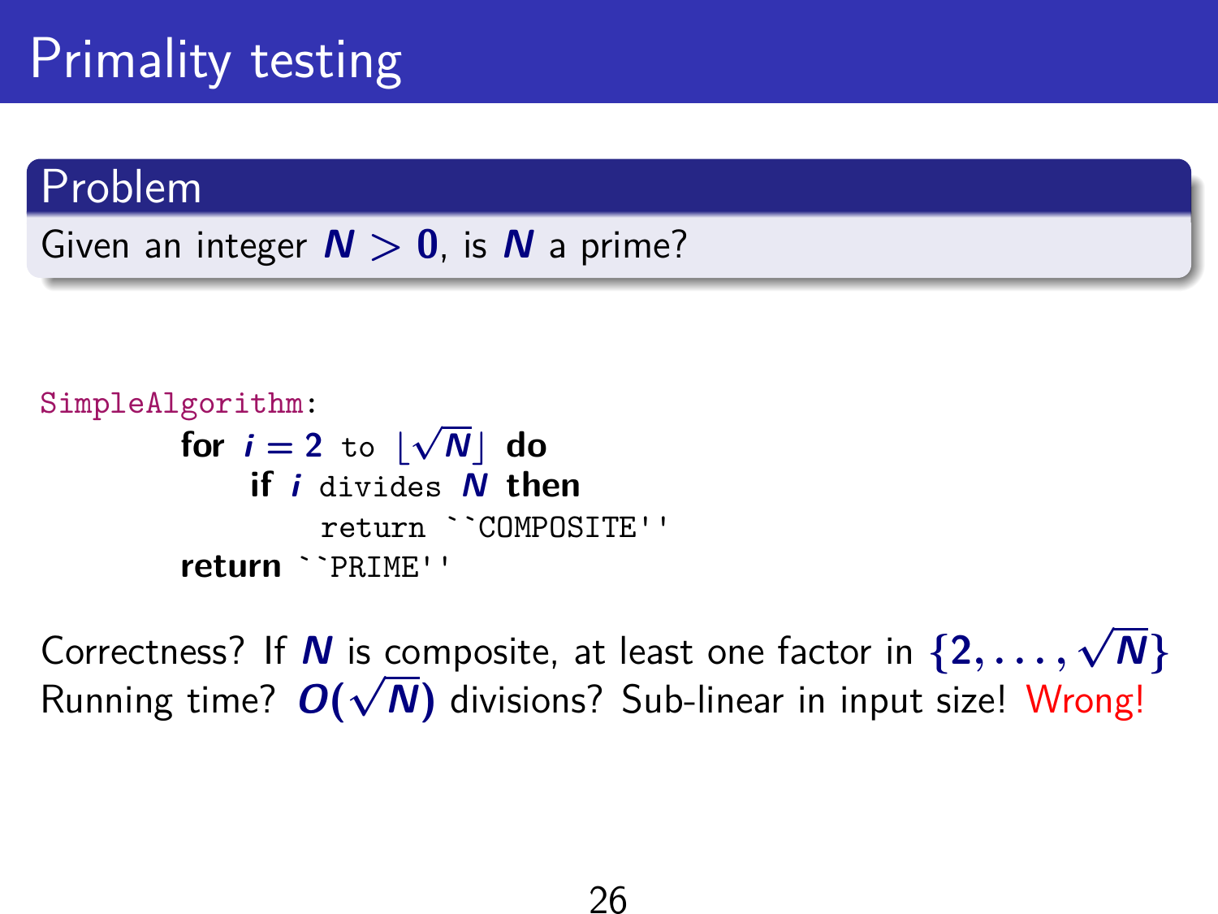# Primality testing

## Problem

Given an integer $N > 0$, is $N$ a prime?

```
SimpleAlgorithm:
    for i = 2 to ⌊√N⌋ do
        if i divides N then
            return ``COMPOSITE''
    return ``PRIME''
```

Correctness? If $N$ is composite, at least one factor in $\{2, \ldots, \sqrt{N}\}$

Running time? $O(\sqrt{N})$ divisions? Sub-linear in input size! Wrong!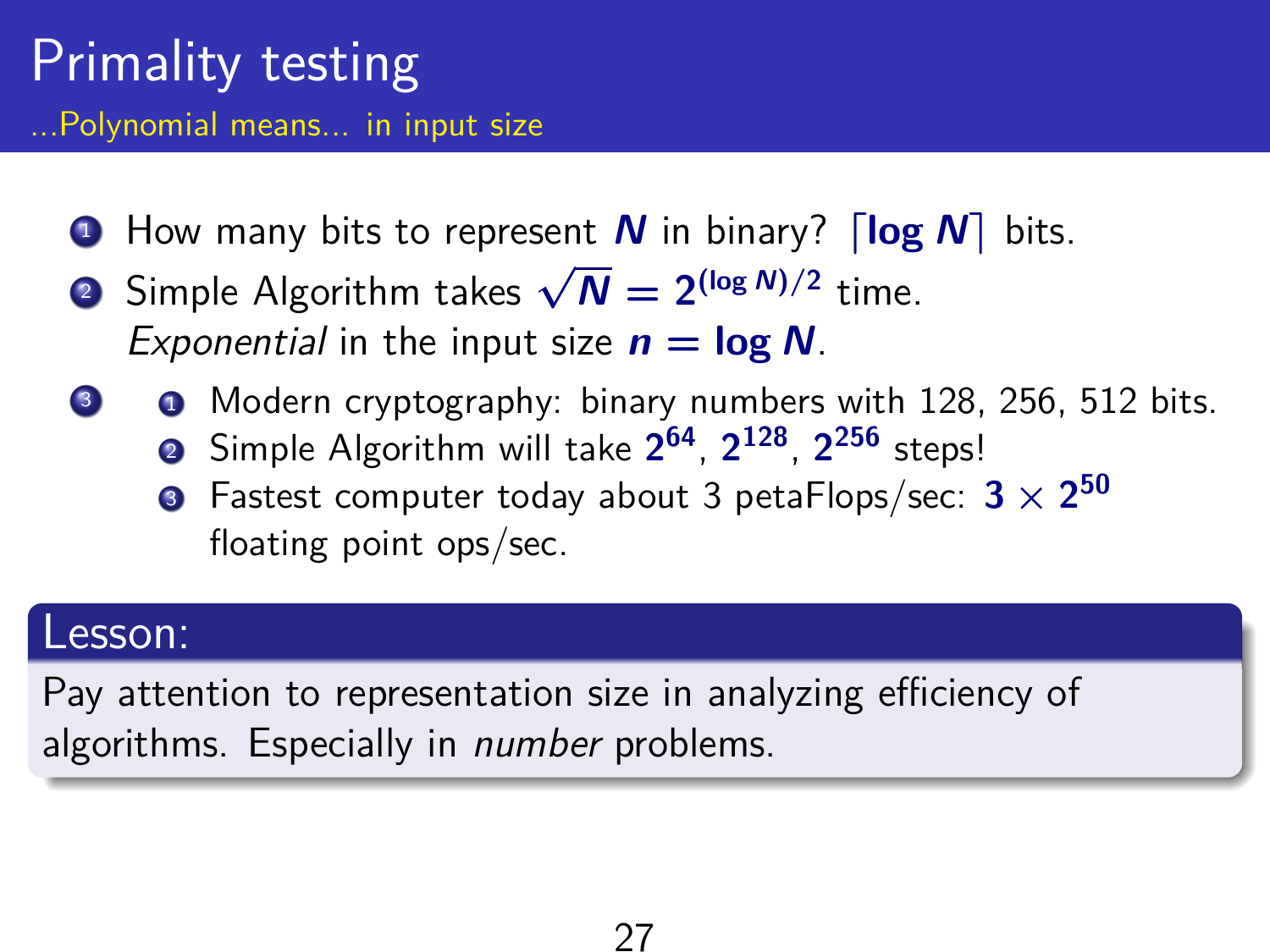# Primality testing

## ...Polynomial means... in input size

1. How many bits to represent $N$ in binary? $\lceil \log N \rceil$ bits.
2. Simple Algorithm takes $\sqrt{N} = 2^{(\log N)/2}$ time.
   *Exponential* in the input size $n = \log N$.
3. 
   1. Modern cryptography: binary numbers with 128, 256, 512 bits.
   2. Simple Algorithm will take $2^{64}$, $2^{128}$, $2^{256}$ steps!
   3. Fastest computer today about 3 petaFlops/sec: $3 \times 2^{50}$ floating point ops/sec.

**Lesson:**

Pay attention to representation size in analyzing efficiency of algorithms. Especially in *number* problems.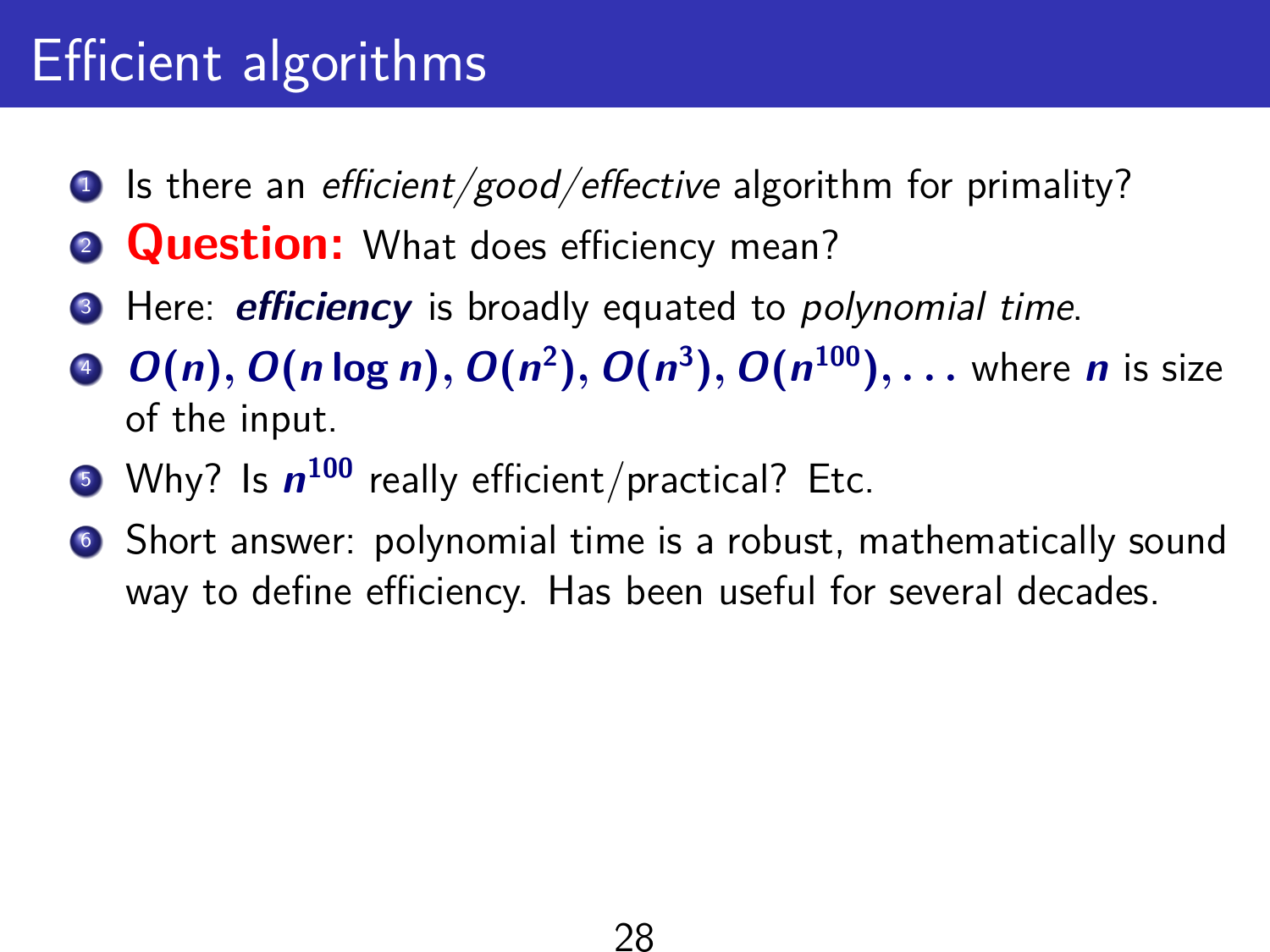# Efficient algorithms

1. Is there an *efficient/good/effective* algorithm for primality?
2. **Question:** What does efficiency mean?
3. Here: ***efficiency*** is broadly equated to *polynomial time*.
4. $O(n), O(n \log n), O(n^2), O(n^3), O(n^{100}), \ldots$ where $n$ is size of the input.
5. Why? Is $n^{100}$ really efficient/practical? Etc.
6. Short answer: polynomial time is a robust, mathematically sound way to define efficiency. Has been useful for several decades.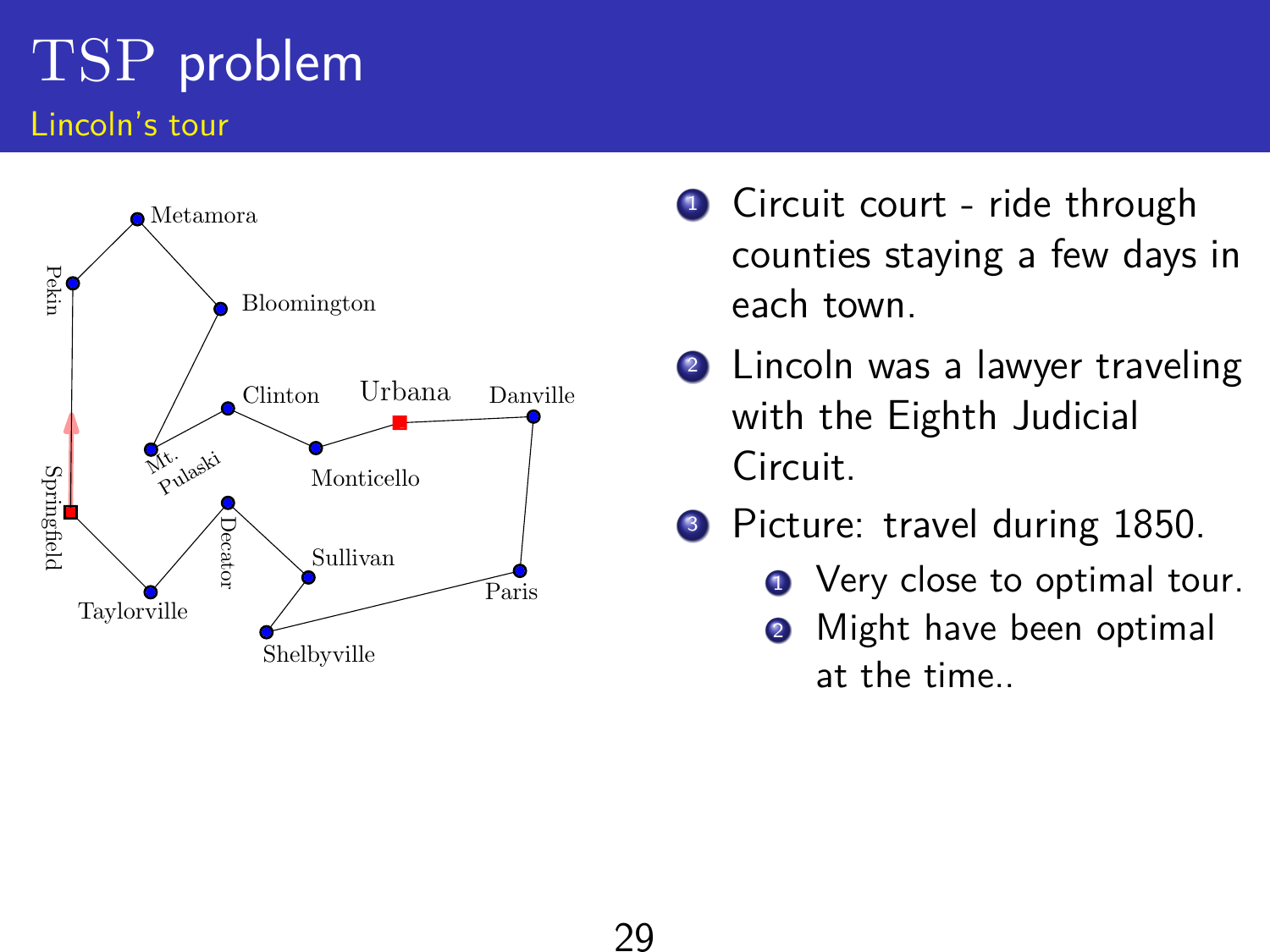# TSP problem

## Lincoln's tour

Metamora

Pekin

Bloomington

Clinton

Urbana

Danville

Mt. Pulaski

Monticello

Springfield

Decator

Sullivan

Paris

Taylorville

Shelbyville

1. Circuit court - ride through counties staying a few days in each town.
2. Lincoln was a lawyer traveling with the Eighth Judicial Circuit.
3. Picture: travel during 1850.
   1. Very close to optimal tour.
   2. Might have been optimal at the time..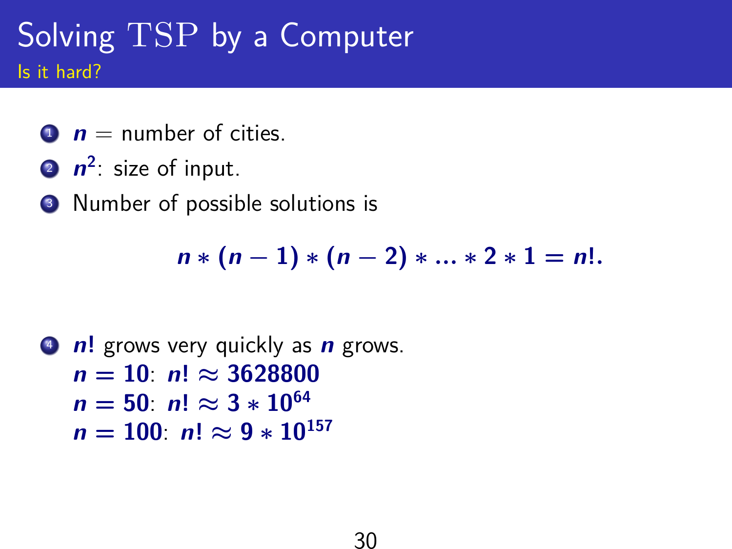# Solving TSP by a Computer

## Is it hard?

1. $n$ = number of cities.
2. $n^2$: size of input.
3. Number of possible solutions is

$$n * (n-1) * (n-2) * ... * 2 * 1 = n!.$$

4. $n!$ grows very quickly as $n$ grows.
   $n = 10$: $n! \approx 3628800$
   $n = 50$: $n! \approx 3 * 10^{64}$
   $n = 100$: $n! \approx 9 * 10^{157}$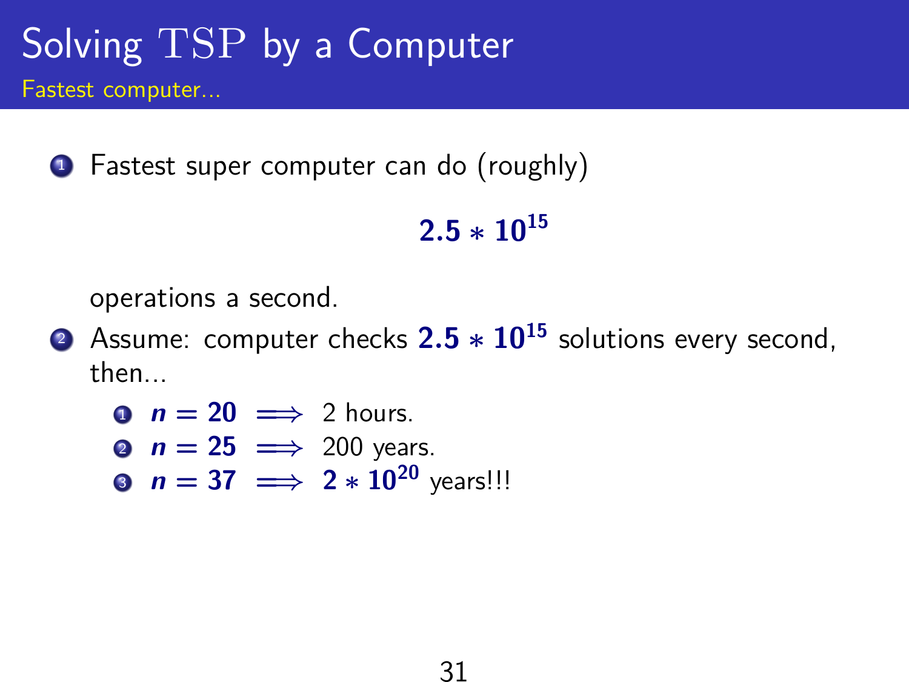# Solving TSP by a Computer

## Fastest computer...

1. Fastest super computer can do (roughly)

$$\mathbf{2.5 * 10^{15}}$$

operations a second.

2. Assume: computer checks $\mathbf{2.5 * 10^{15}}$ solutions every second, then...
   1. $n = 20 \implies$ 2 hours.
   2. $n = 25 \implies$ 200 years.
   3. $n = 37 \implies \mathbf{2 * 10^{20}}$ years!!!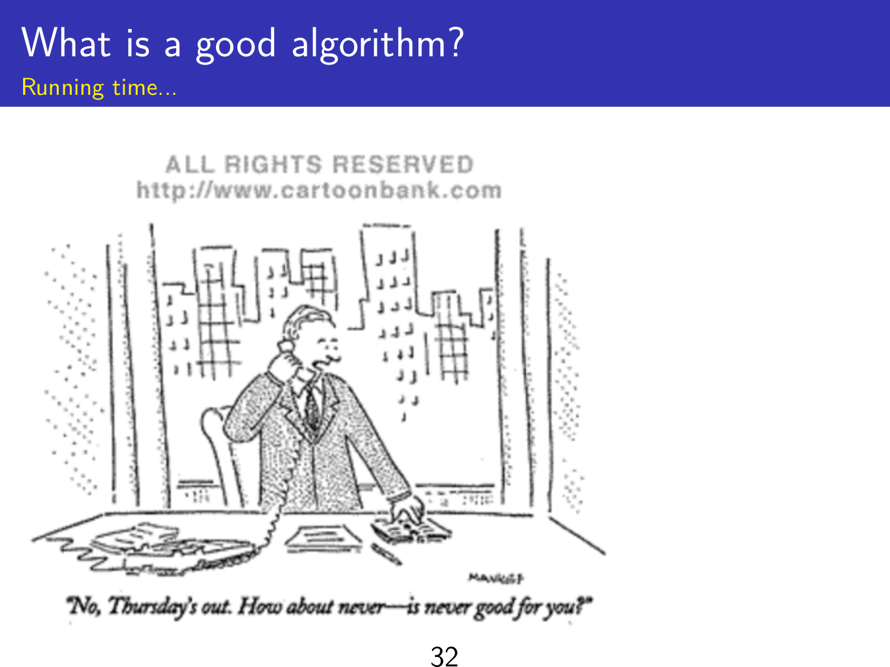# What is a good algorithm?

Running time...

ALL RIGHTS RESERVED
http://www.cartoonbank.com

"No, Thursday's out. How about never—is never good for you?"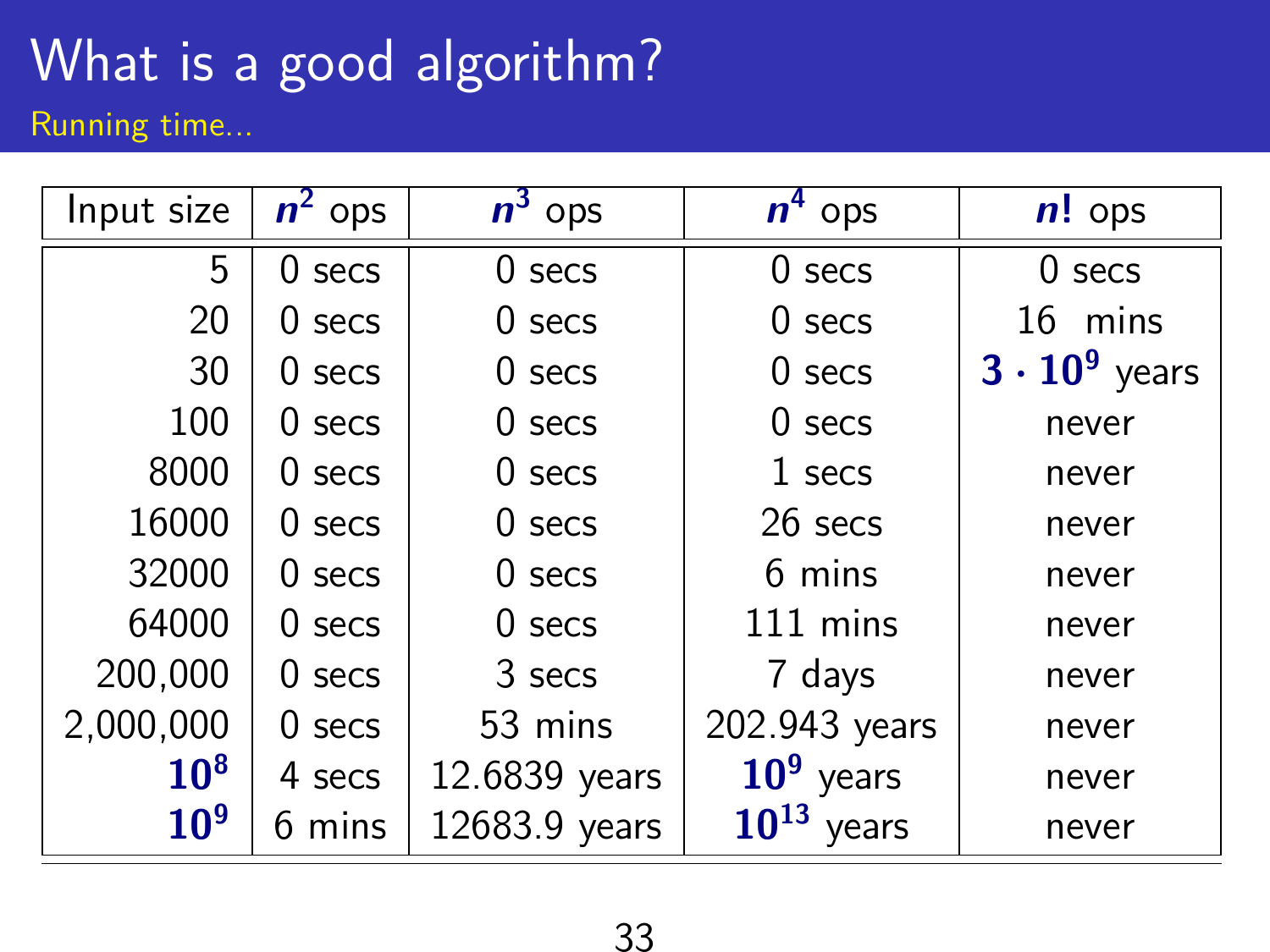# What is a good algorithm?

Running time...

| Input size | $n^2$ ops | $n^3$ ops | $n^4$ ops | $n!$ ops |
|---:|:---:|:---:|:---:|:---:|
| 5 | 0 secs | 0 secs | 0 secs | 0 secs |
| 20 | 0 secs | 0 secs | 0 secs | 16 mins |
| 30 | 0 secs | 0 secs | 0 secs | $\mathbf{3 \cdot 10^9}$ years |
| 100 | 0 secs | 0 secs | 0 secs | never |
| 8000 | 0 secs | 0 secs | 1 secs | never |
| 16000 | 0 secs | 0 secs | 26 secs | never |
| 32000 | 0 secs | 0 secs | 6 mins | never |
| 64000 | 0 secs | 0 secs | 111 mins | never |
| 200,000 | 0 secs | 3 secs | 7 days | never |
| 2,000,000 | 0 secs | 53 mins | 202.943 years | never |
| $\mathbf{10^8}$ | 4 secs | 12.6839 years | $\mathbf{10^9}$ years | never |
| $\mathbf{10^9}$ | 6 mins | 12683.9 years | $\mathbf{10^{13}}$ years | never |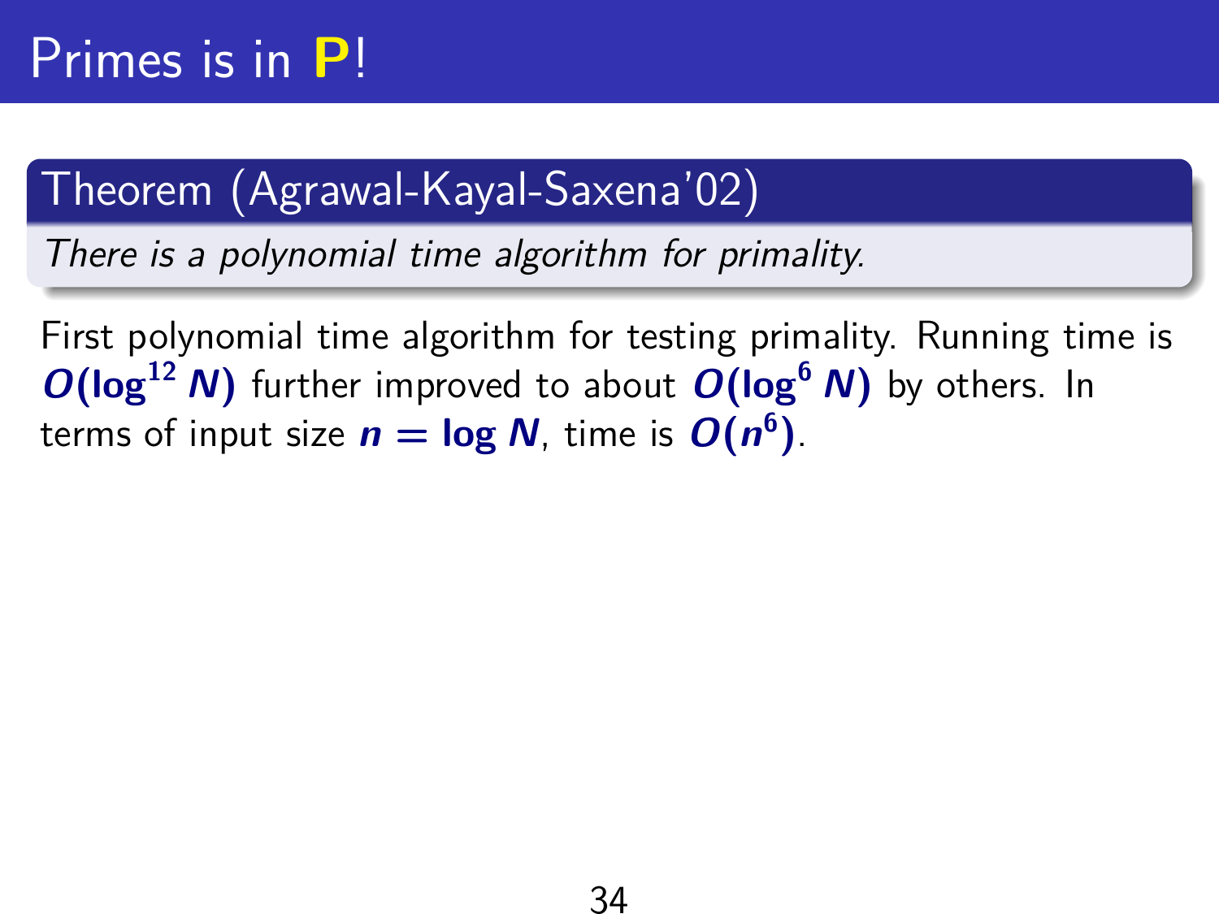# Primes is in **P**!

**Theorem (Agrawal-Kayal-Saxena'02)**

*There is a polynomial time algorithm for primality.*

First polynomial time algorithm for testing primality. Running time is $O(\log^{12} N)$ further improved to about $O(\log^{6} N)$ by others. In terms of input size $n = \log N$, time is $O(n^6)$.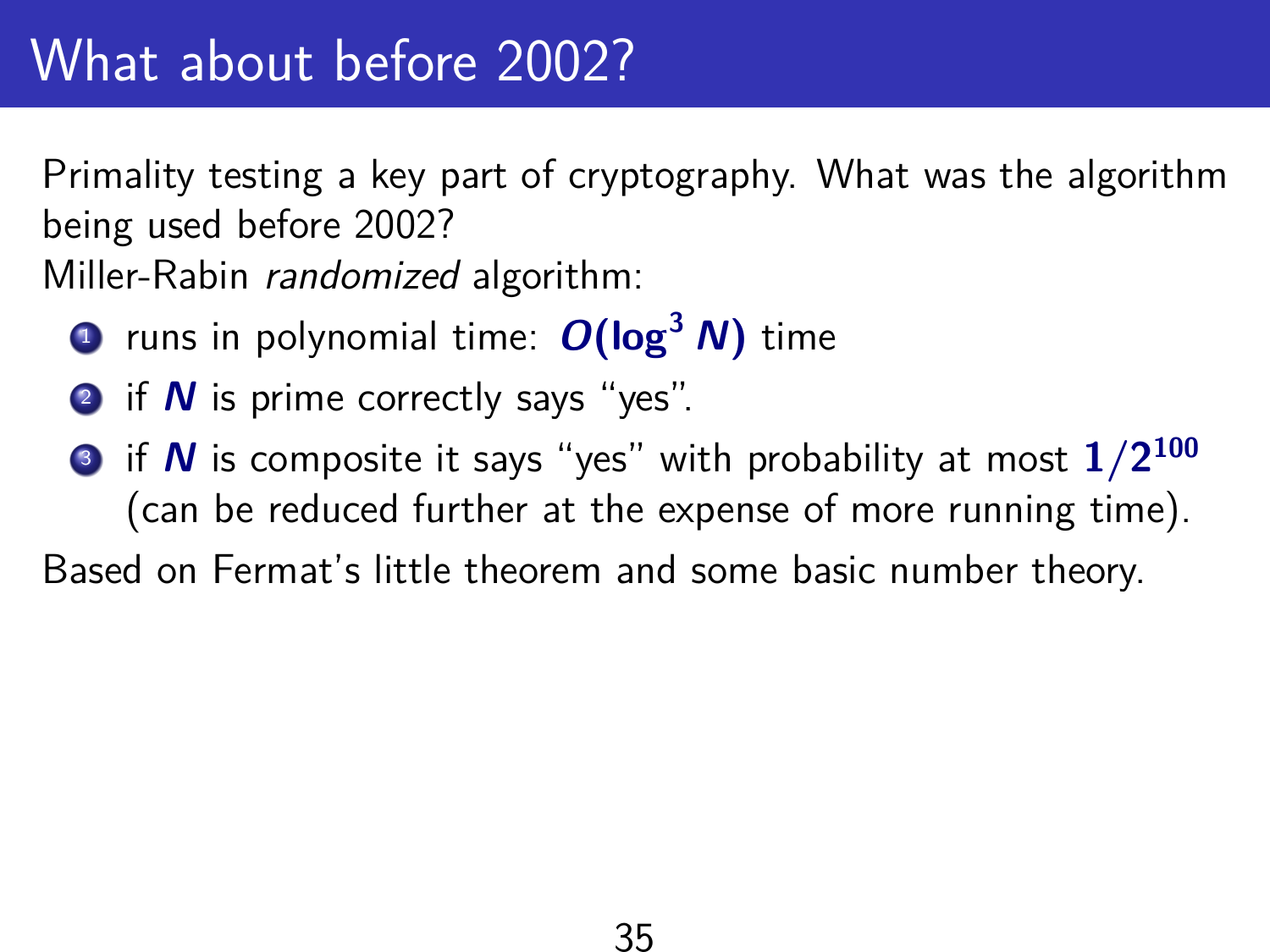# What about before 2002?

Primality testing a key part of cryptography. What was the algorithm being used before 2002?

Miller-Rabin *randomized* algorithm:

1. runs in polynomial time: $O(\log^3 N)$ time
2. if $N$ is prime correctly says "yes".
3. if $N$ is composite it says "yes" with probability at most $1/2^{100}$ (can be reduced further at the expense of more running time).

Based on Fermat's little theorem and some basic number theory.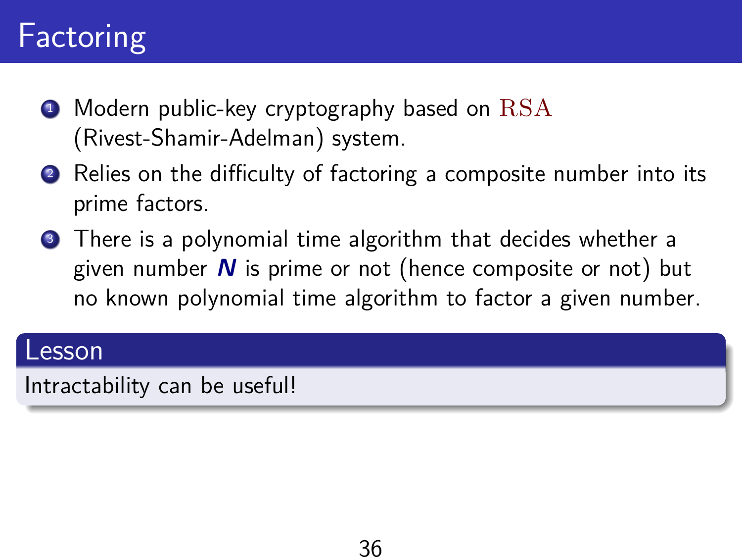# Factoring

1. Modern public-key cryptography based on RSA (Rivest-Shamir-Adelman) system.
2. Relies on the difficulty of factoring a composite number into its prime factors.
3. There is a polynomial time algorithm that decides whether a given number $N$ is prime or not (hence composite or not) but no known polynomial time algorithm to factor a given number.

**Lesson**

Intractability can be useful!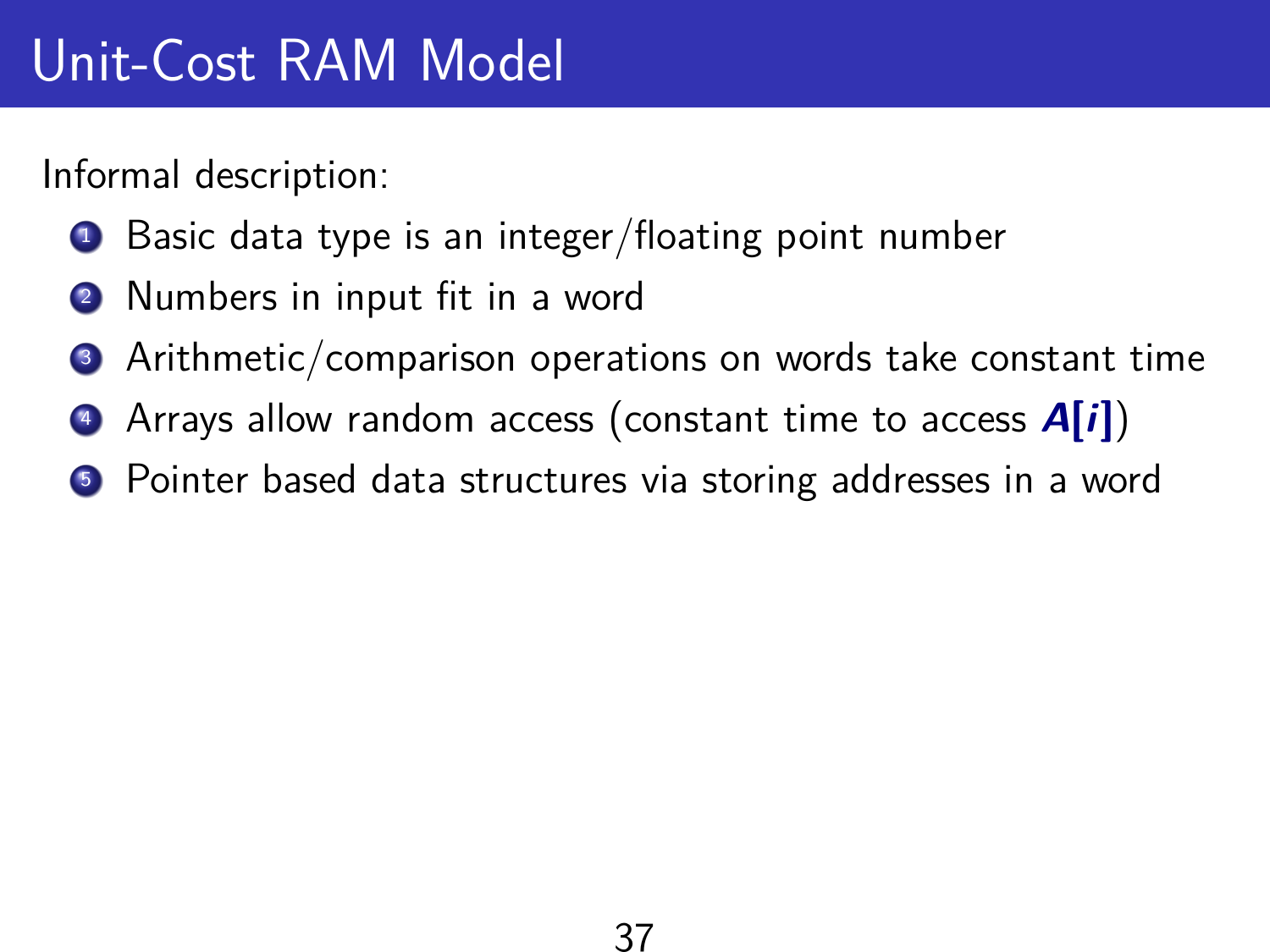# Unit-Cost RAM Model

Informal description:

1. Basic data type is an integer/floating point number
2. Numbers in input fit in a word
3. Arithmetic/comparison operations on words take constant time
4. Arrays allow random access (constant time to access ***A[i]***)
5. Pointer based data structures via storing addresses in a word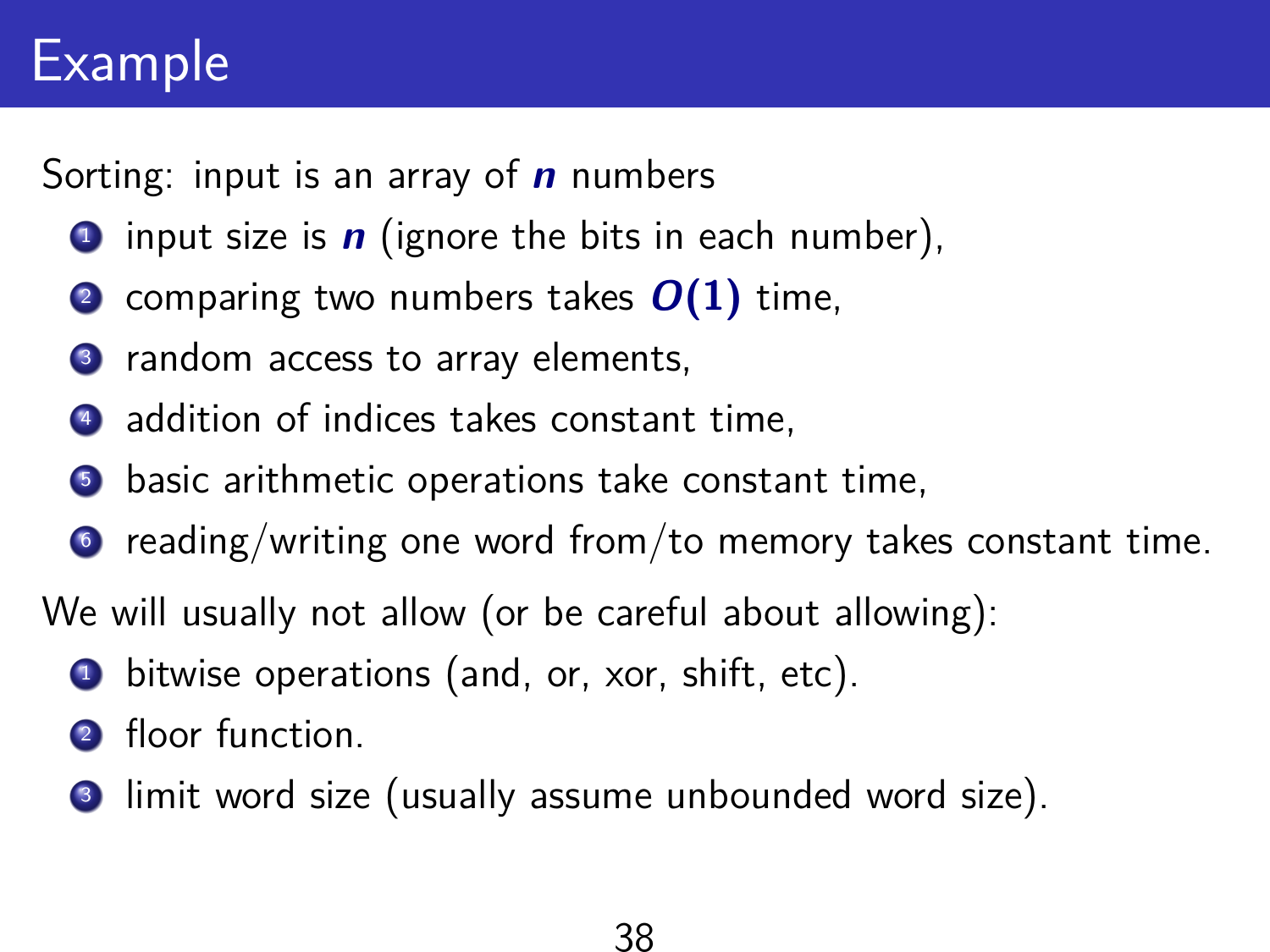# Example

Sorting: input is an array of $n$ numbers

1. input size is $n$ (ignore the bits in each number),
2. comparing two numbers takes $O(1)$ time,
3. random access to array elements,
4. addition of indices takes constant time,
5. basic arithmetic operations take constant time,
6. reading/writing one word from/to memory takes constant time.

We will usually not allow (or be careful about allowing):

1. bitwise operations (and, or, xor, shift, etc).
2. floor function.
3. limit word size (usually assume unbounded word size).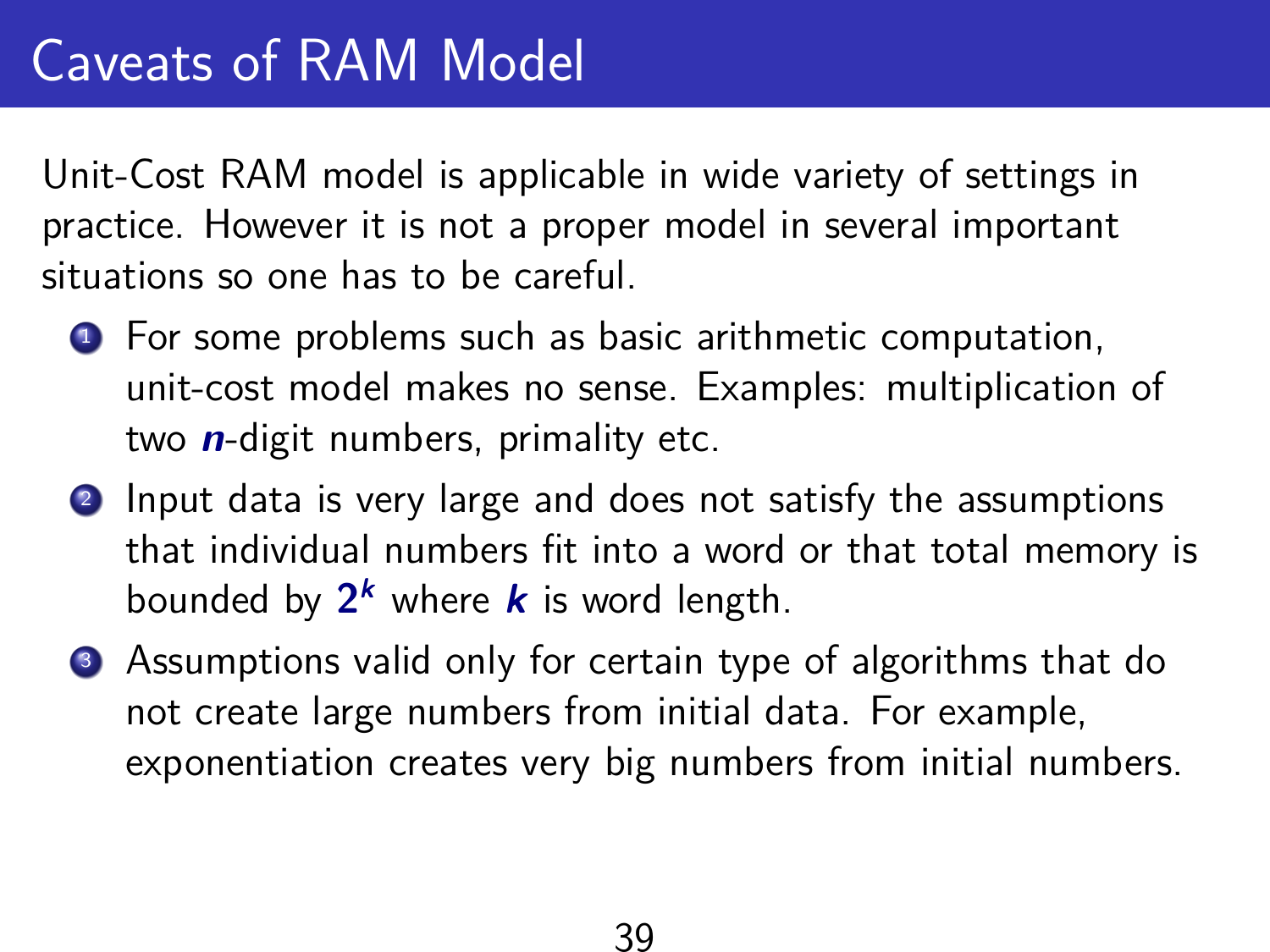# Caveats of RAM Model

Unit-Cost RAM model is applicable in wide variety of settings in practice. However it is not a proper model in several important situations so one has to be careful.

1. For some problems such as basic arithmetic computation, unit-cost model makes no sense. Examples: multiplication of two $n$-digit numbers, primality etc.
2. Input data is very large and does not satisfy the assumptions that individual numbers fit into a word or that total memory is bounded by $2^k$ where $k$ is word length.
3. Assumptions valid only for certain type of algorithms that do not create large numbers from initial data. For example, exponentiation creates very big numbers from initial numbers.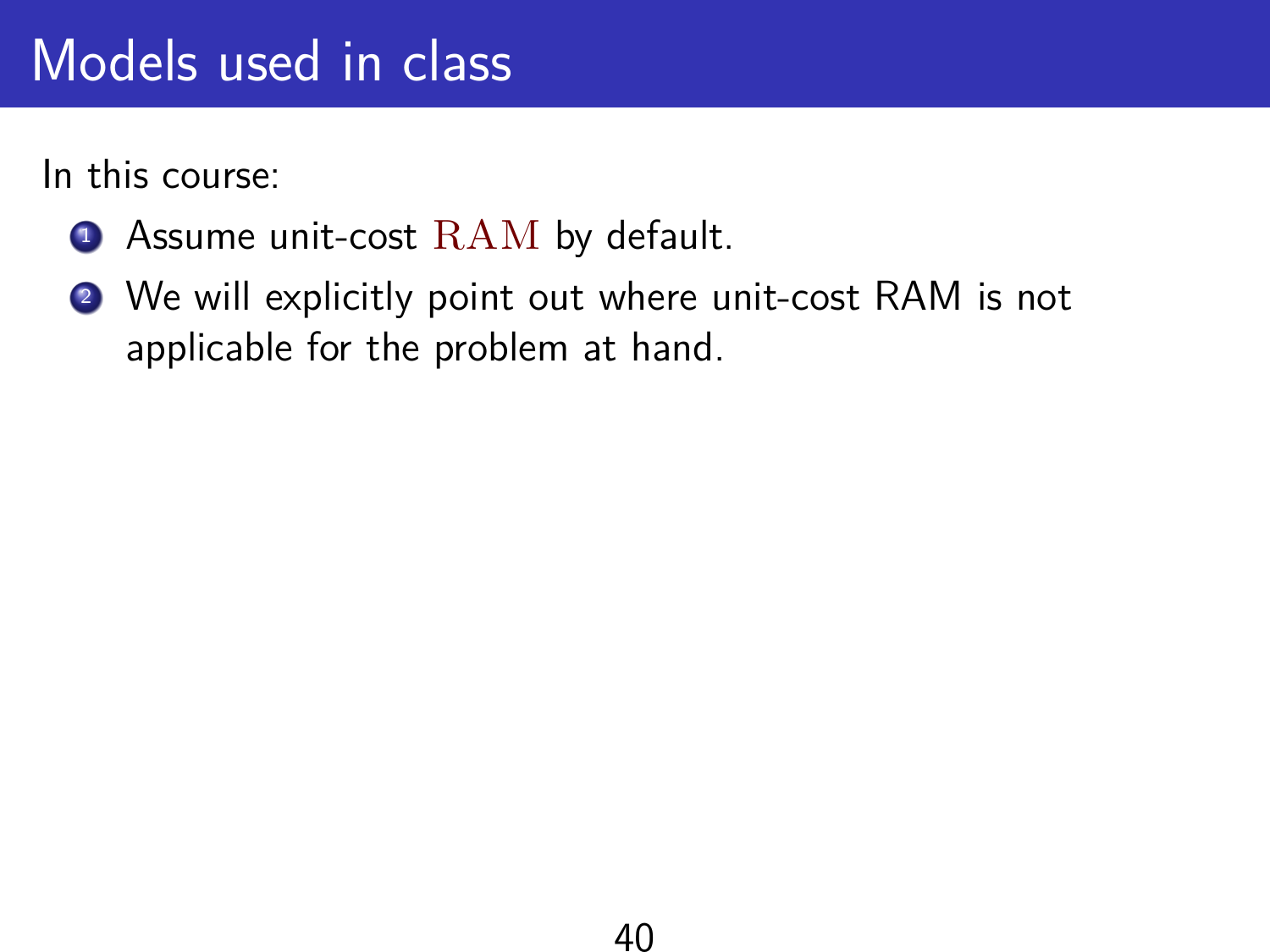# Models used in class

In this course:

1. Assume unit-cost $\mathrm{RAM}$ by default.
2. We will explicitly point out where unit-cost RAM is not applicable for the problem at hand.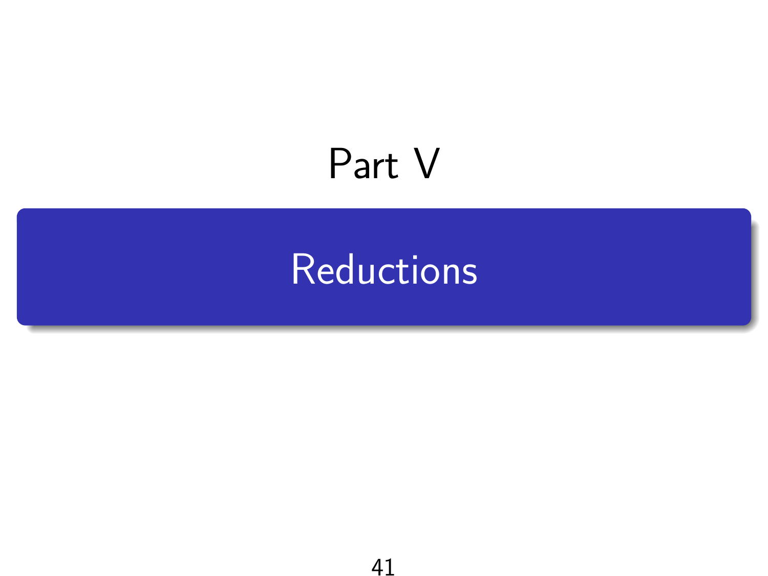# Part V

## Reductions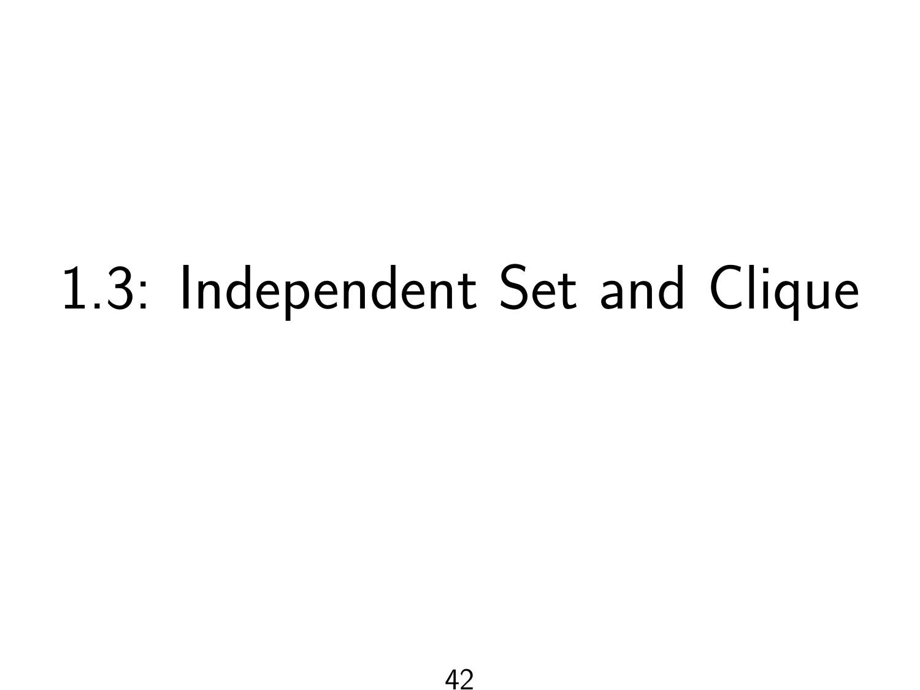# 1.3: Independent Set and Clique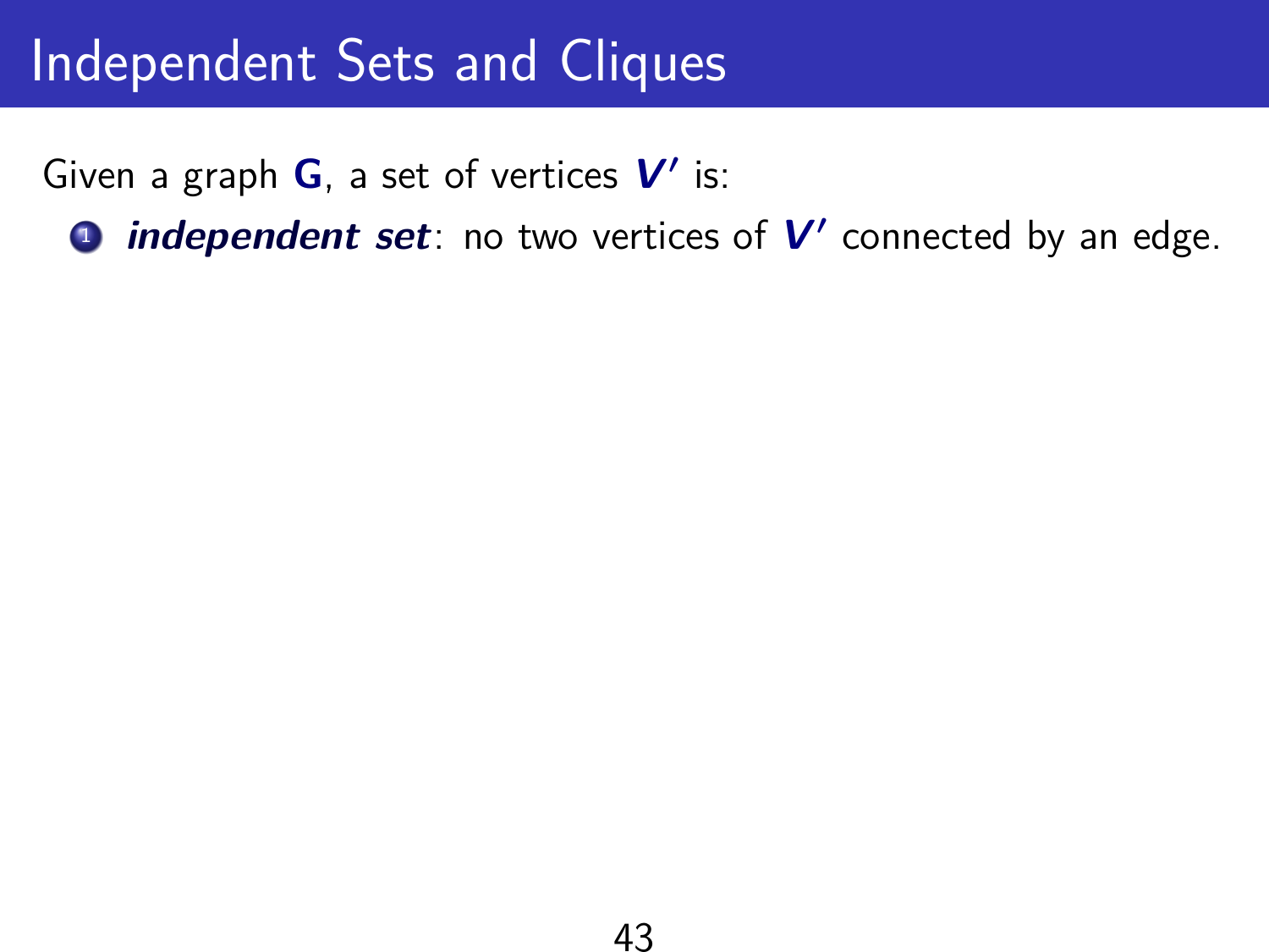# Independent Sets and Cliques

Given a graph $G$, a set of vertices $V'$ is:

1. ***independent set***: no two vertices of $V'$ connected by an edge.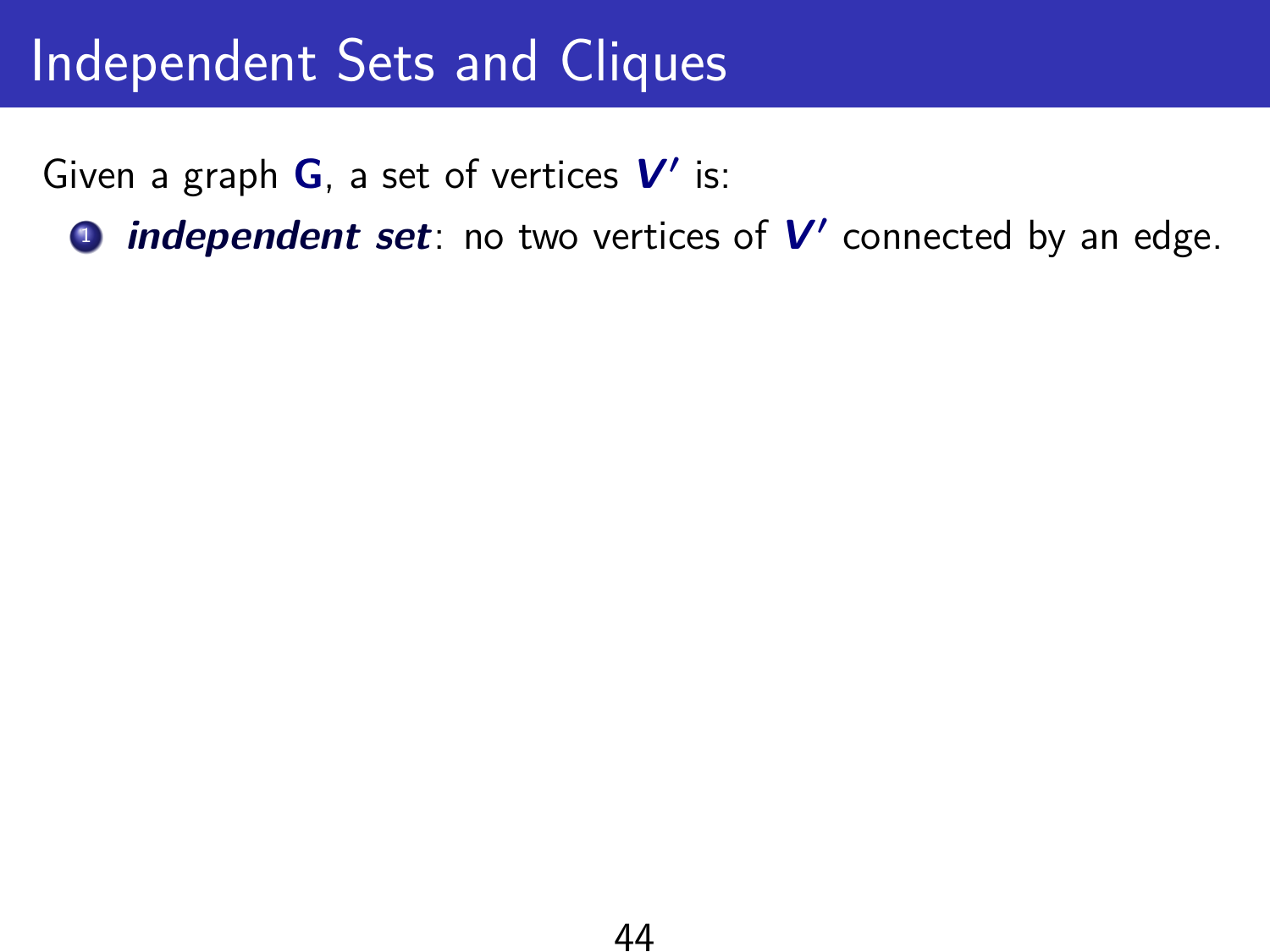# Independent Sets and Cliques

Given a graph $\mathbf{G}$, a set of vertices $\boldsymbol{V'}$ is:

1. ***independent set***: no two vertices of $\boldsymbol{V'}$ connected by an edge.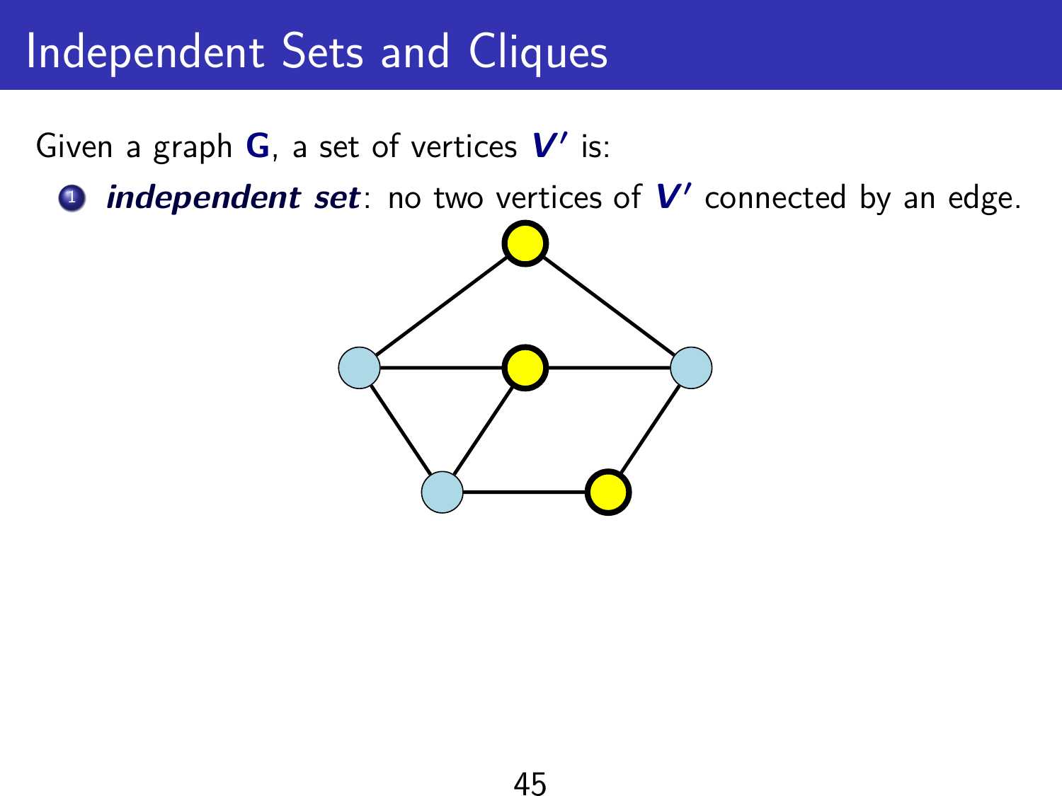# Independent Sets and Cliques

Given a graph **G**, a set of vertices ***V′*** is:

1. ***independent set***: no two vertices of ***V′*** connected by an edge.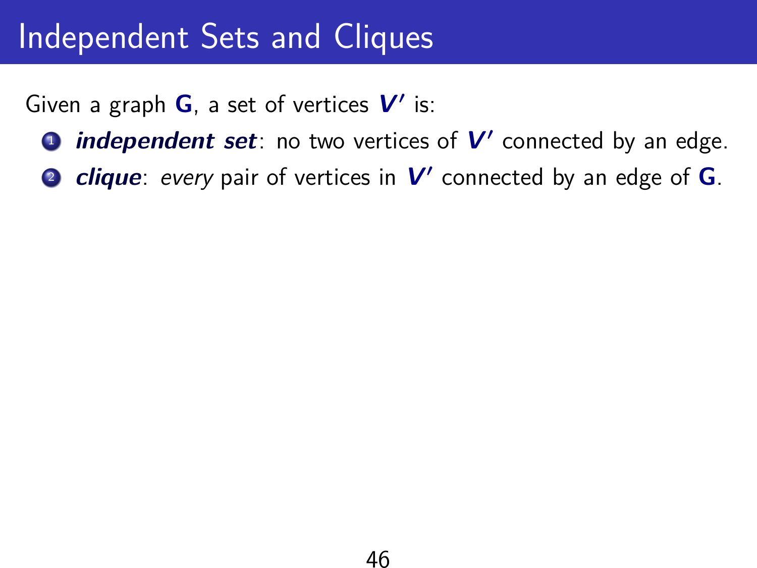# Independent Sets and Cliques

Given a graph $\mathbf{G}$, a set of vertices $V'$ is:

1. ***independent set***: no two vertices of $V'$ connected by an edge.
2. ***clique***: *every* pair of vertices in $V'$ connected by an edge of $\mathbf{G}$.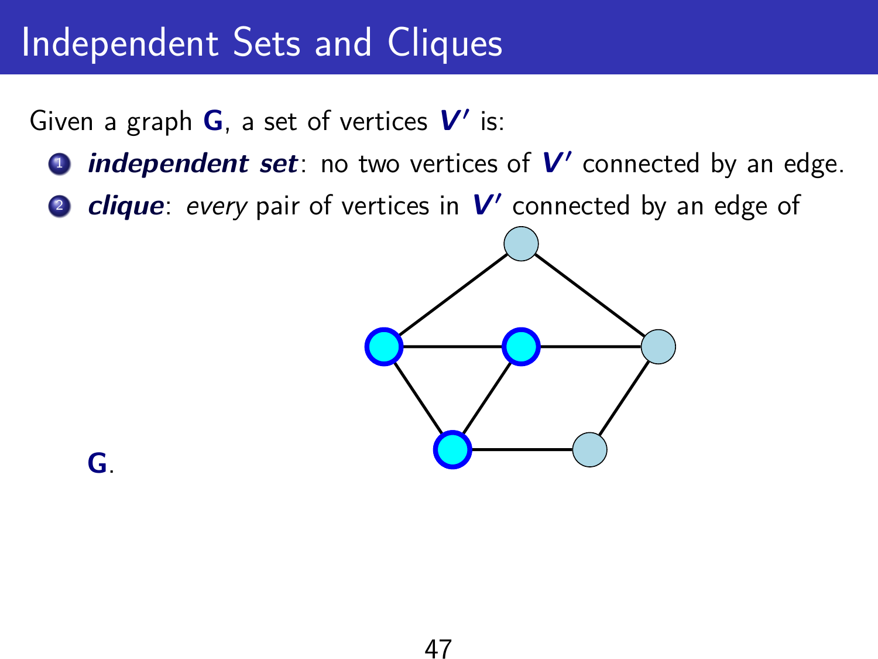# Independent Sets and Cliques

Given a graph **G**, a set of vertices $V'$ is:

1. ***independent set***: no two vertices of $V'$ connected by an edge.
2. ***clique***: *every* pair of vertices in $V'$ connected by an edge of **G**.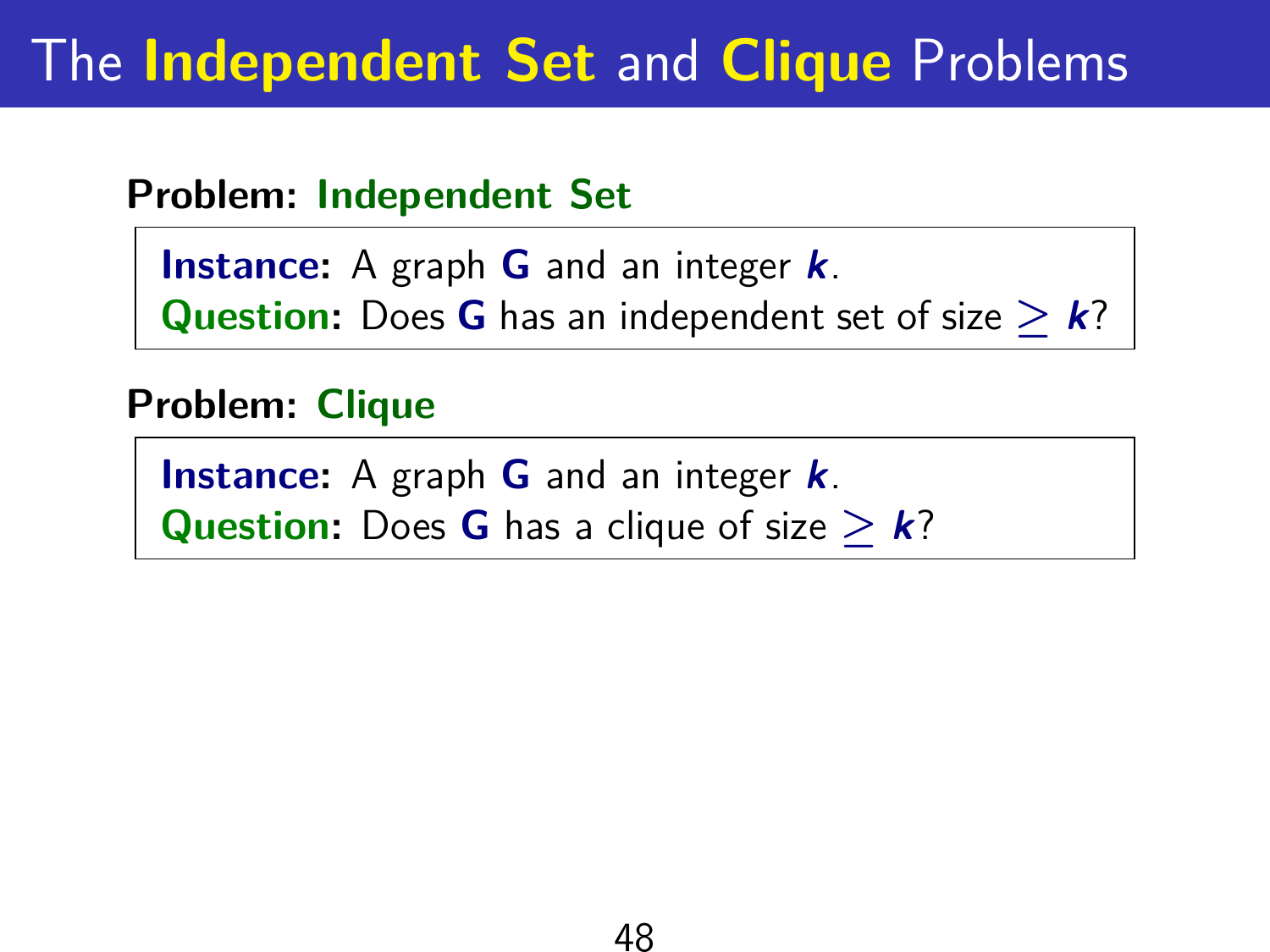# The **Independent Set** and **Clique** Problems

**Problem: Independent Set**

> **Instance:** A graph $\mathbf{G}$ and an integer $\boldsymbol{k}$.
> **Question:** Does $\mathbf{G}$ has an independent set of size $\geq \boldsymbol{k}$?

**Problem: Clique**

> **Instance:** A graph $\mathbf{G}$ and an integer $\boldsymbol{k}$.
> **Question:** Does $\mathbf{G}$ has a clique of size $\geq \boldsymbol{k}$?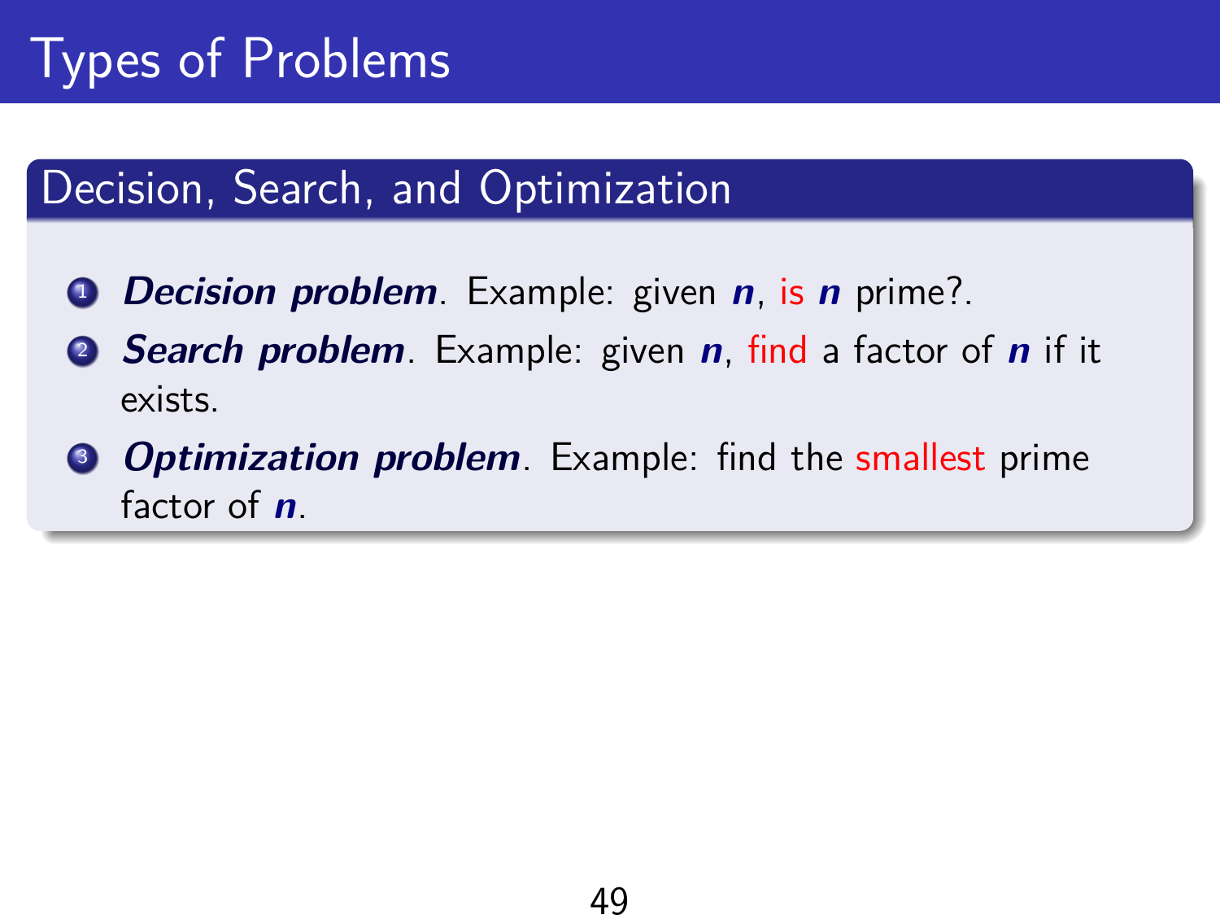# Types of Problems

## Decision, Search, and Optimization

1. ***Decision problem***. Example: given $n$, is $n$ prime?.
2. ***Search problem***. Example: given $n$, find a factor of $n$ if it exists.
3. ***Optimization problem***. Example: find the smallest prime factor of $n$.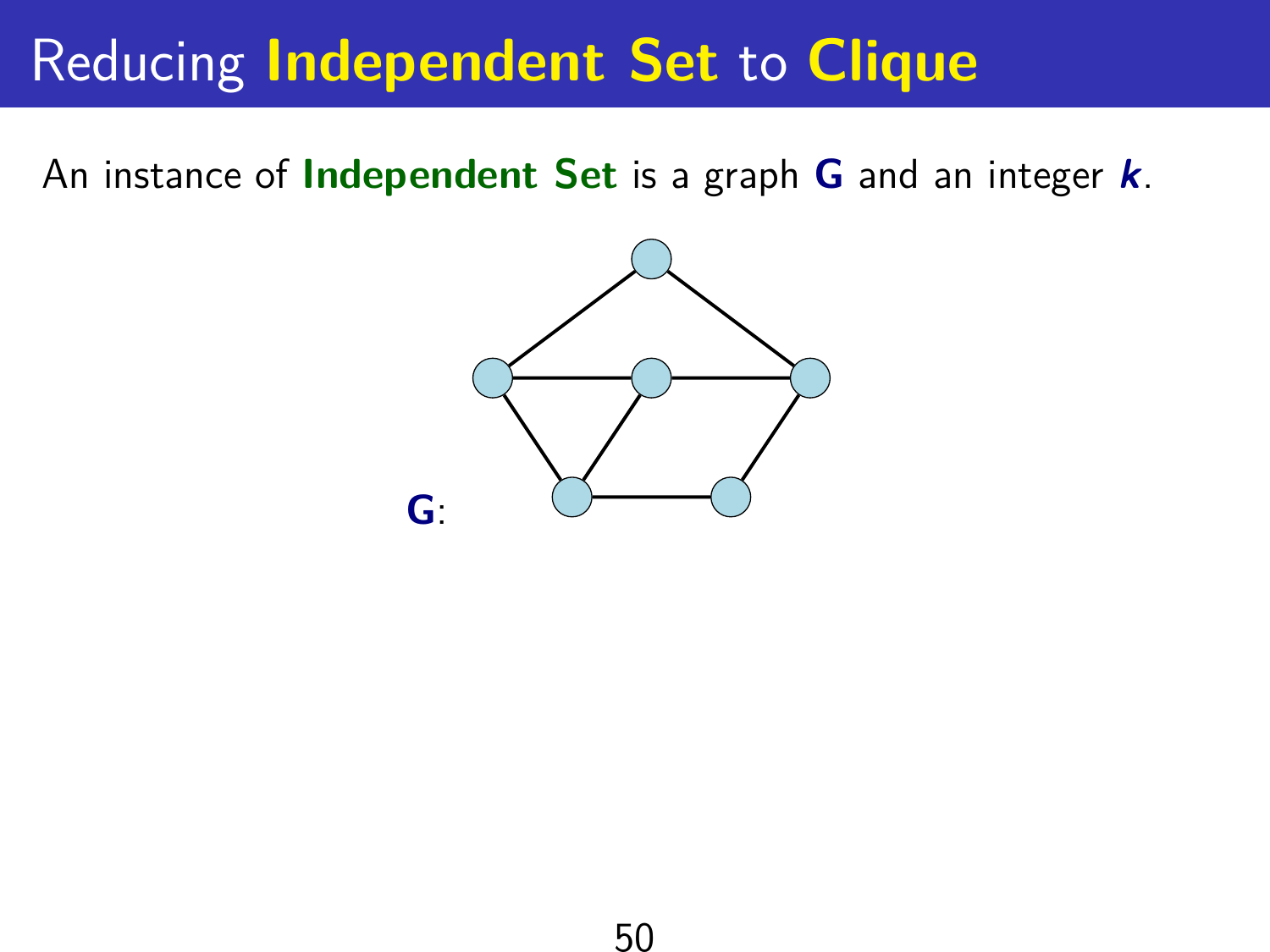# Reducing **Independent Set** to **Clique**

An instance of **Independent Set** is a graph **G** and an integer ***k***.

**G**: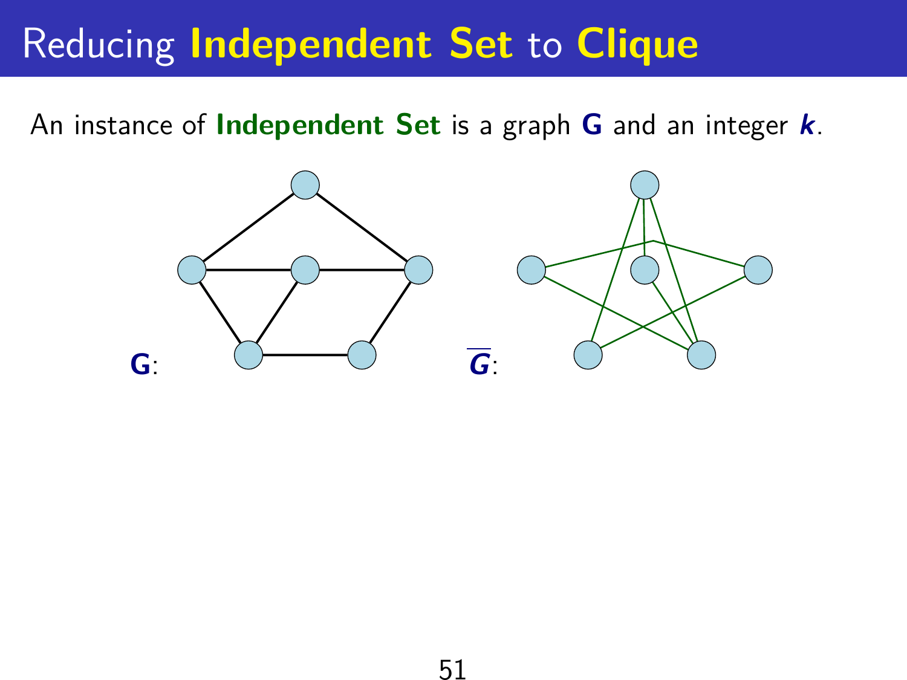# Reducing **Independent Set** to **Clique**

An instance of **Independent Set** is a graph **G** and an integer ***k***.

**G**:

$\overline{G}$: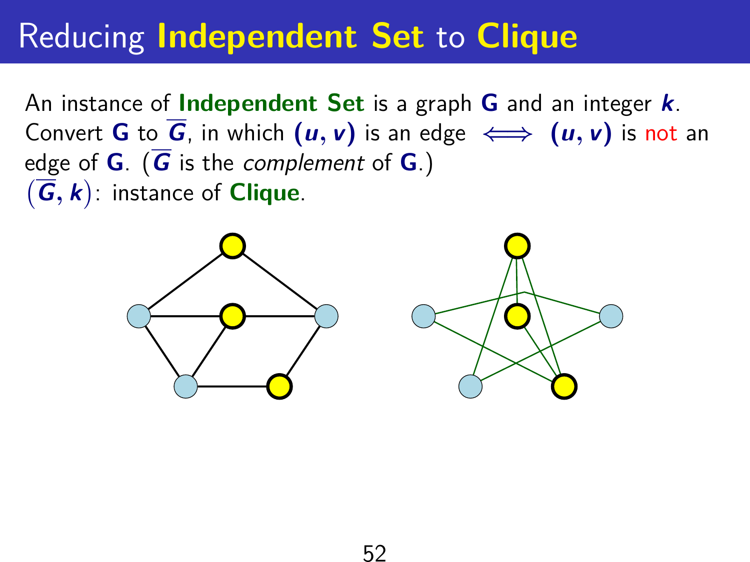# Reducing **Independent Set** to **Clique**

An instance of **Independent Set** is a graph **G** and an integer $k$.
Convert **G** to $\overline{G}$, in which $(u, v)$ is an edge $\iff$ $(u, v)$ is not an edge of **G**. ($\overline{G}$ is the *complement* of **G**.)
$(\overline{G}, k)$: instance of **Clique**.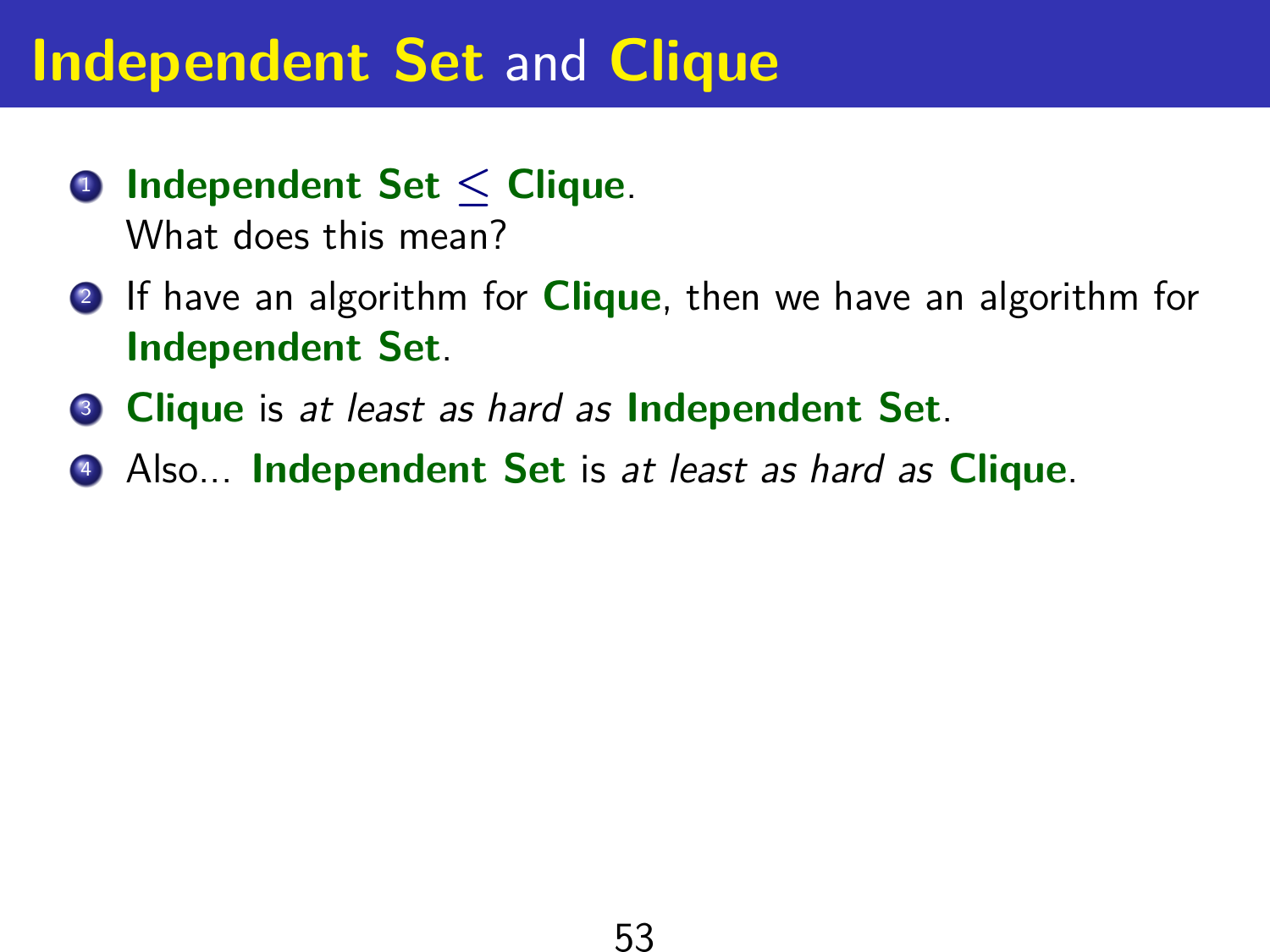# **Independent Set** and **Clique**

1. **Independent Set** $\leq$ **Clique**.
   What does this mean?
2. If have an algorithm for **Clique**, then we have an algorithm for **Independent Set**.
3. **Clique** is *at least as hard as* **Independent Set**.
4. Also... **Independent Set** is *at least as hard as* **Clique**.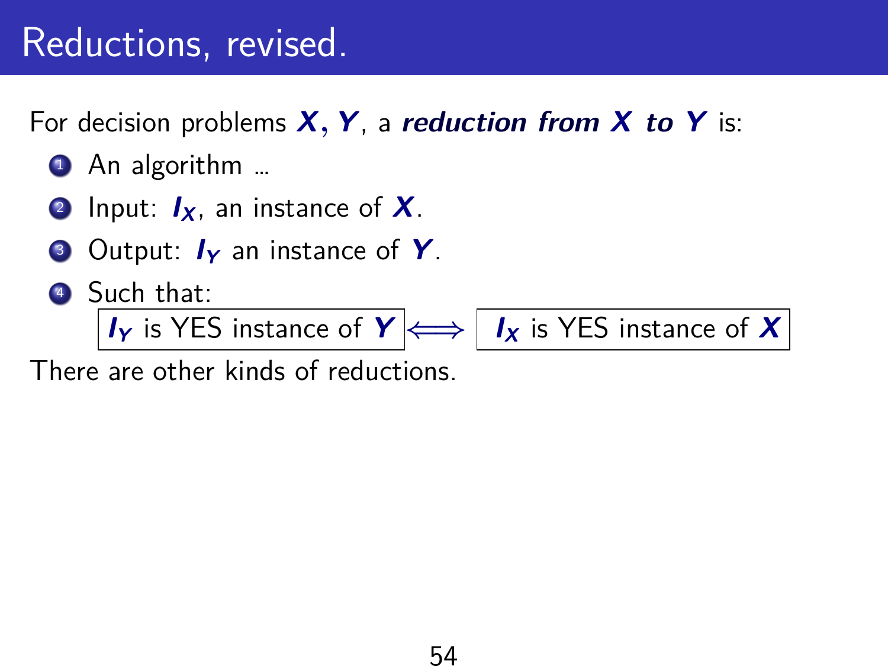# Reductions, revised.

For decision problems $X, Y$, a ***reduction from $X$ to $Y$*** is:

1. An algorithm ...
2. Input: $I_X$, an instance of $X$.
3. Output: $I_Y$ an instance of $Y$.
4. Such that:

$$\boxed{I_Y \text{ is YES instance of } Y} \iff \boxed{I_X \text{ is YES instance of } X}$$

There are other kinds of reductions.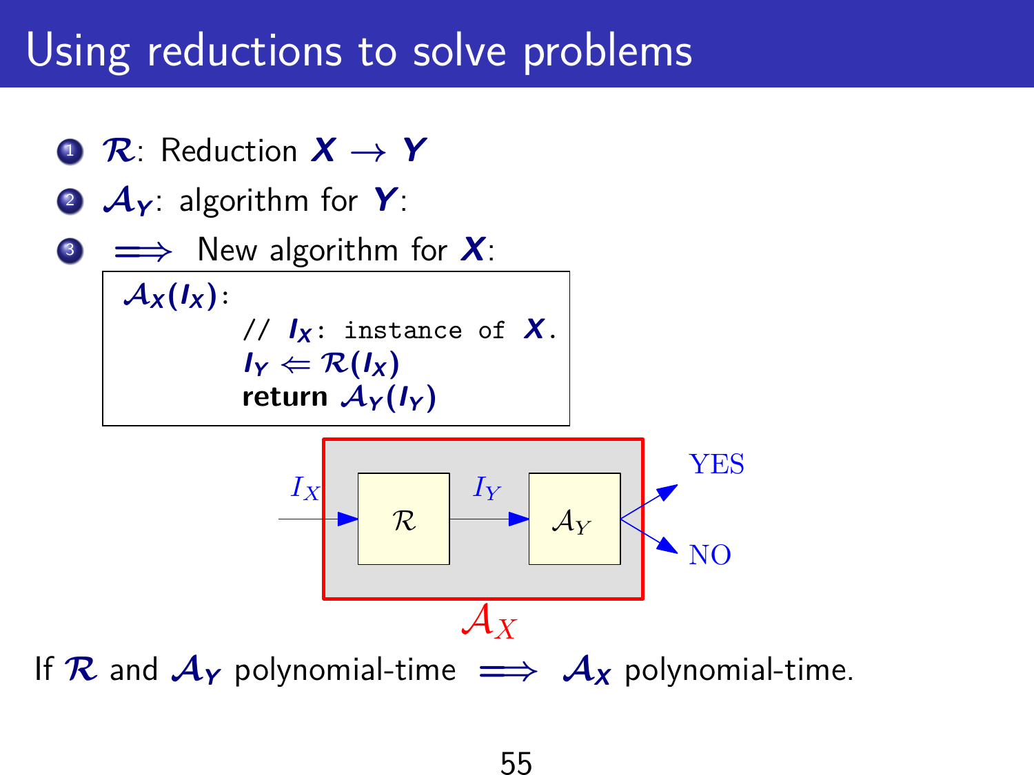# Using reductions to solve problems

1. $\mathcal{R}$: Reduction $X \rightarrow Y$
2. $\mathcal{A}_Y$: algorithm for $Y$:
3. $\implies$ New algorithm for $X$:

```
A_X(I_X):
        // I_X: instance of X.
        I_Y ⇐ R(I_X)
        return A_Y(I_Y)
```

$I_X$ → $\mathcal{R}$ → $I_Y$ → $\mathcal{A}_Y$ → YES / NO

$\mathcal{A}_X$

If $\mathcal{R}$ and $\mathcal{A}_Y$ polynomial-time $\implies$ $\mathcal{A}_X$ polynomial-time.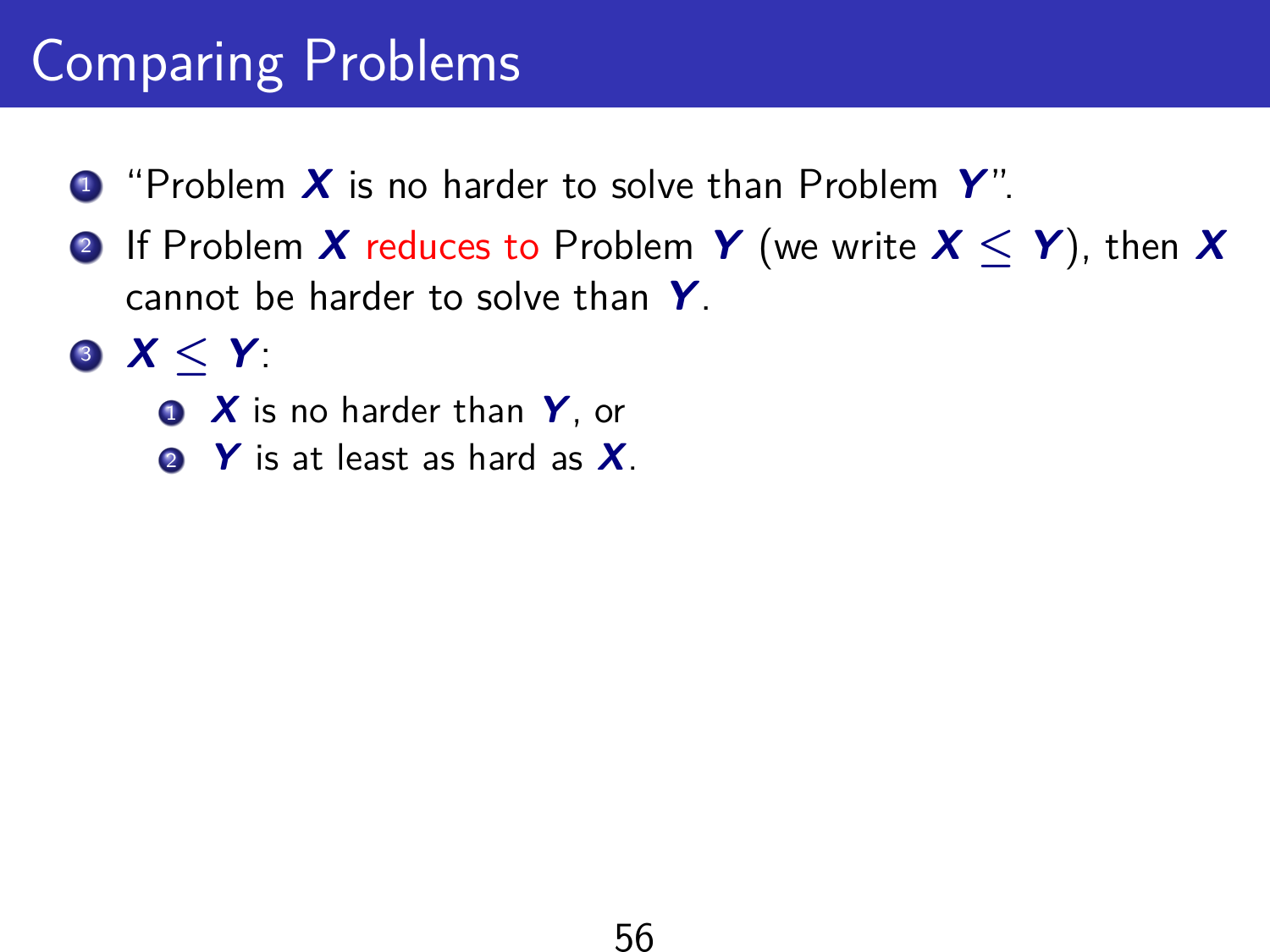# Comparing Problems

1. "Problem $\boldsymbol{X}$ is no harder to solve than Problem $\boldsymbol{Y}$".
2. If Problem $\boldsymbol{X}$ reduces to Problem $\boldsymbol{Y}$ (we write $\boldsymbol{X} \leq \boldsymbol{Y}$), then $\boldsymbol{X}$ cannot be harder to solve than $\boldsymbol{Y}$.
3. $\boldsymbol{X} \leq \boldsymbol{Y}$:
   1. $\boldsymbol{X}$ is no harder than $\boldsymbol{Y}$, or
   2. $\boldsymbol{Y}$ is at least as hard as $\boldsymbol{X}$.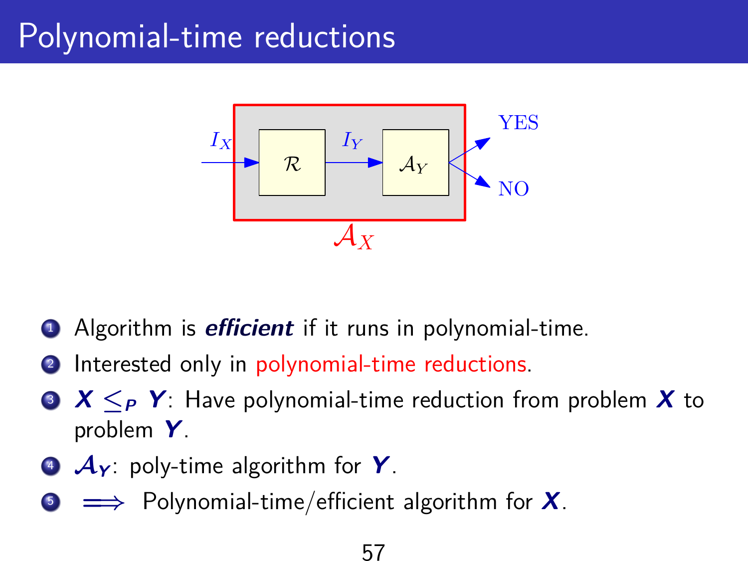# Polynomial-time reductions

1. Algorithm is ***efficient*** if it runs in polynomial-time.
2. Interested only in polynomial-time reductions.
3. $X \leq_P Y$: Have polynomial-time reduction from problem $X$ to problem $Y$.
4. $\mathcal{A}_Y$: poly-time algorithm for $Y$.
5. $\implies$ Polynomial-time/efficient algorithm for $X$.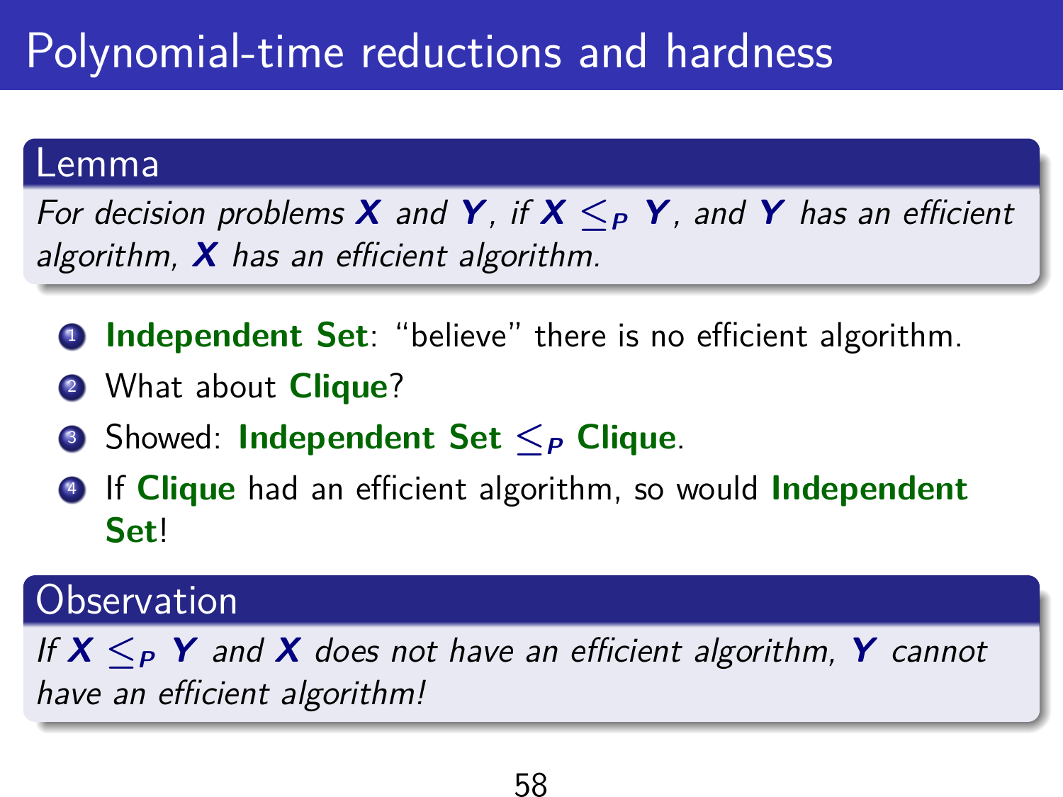# Polynomial-time reductions and hardness

**Lemma**

*For decision problems $\boldsymbol{X}$ and $\boldsymbol{Y}$, if $\boldsymbol{X} \leq_{\boldsymbol{P}} \boldsymbol{Y}$, and $\boldsymbol{Y}$ has an efficient algorithm, $\boldsymbol{X}$ has an efficient algorithm.*

1. **Independent Set**: "believe" there is no efficient algorithm.
2. What about **Clique**?
3. Showed: **Independent Set** $\leq_{\boldsymbol{P}}$ **Clique**.
4. If **Clique** had an efficient algorithm, so would **Independent Set**!

**Observation**

*If $\boldsymbol{X} \leq_{\boldsymbol{P}} \boldsymbol{Y}$ and $\boldsymbol{X}$ does not have an efficient algorithm, $\boldsymbol{Y}$ cannot have an efficient algorithm!*